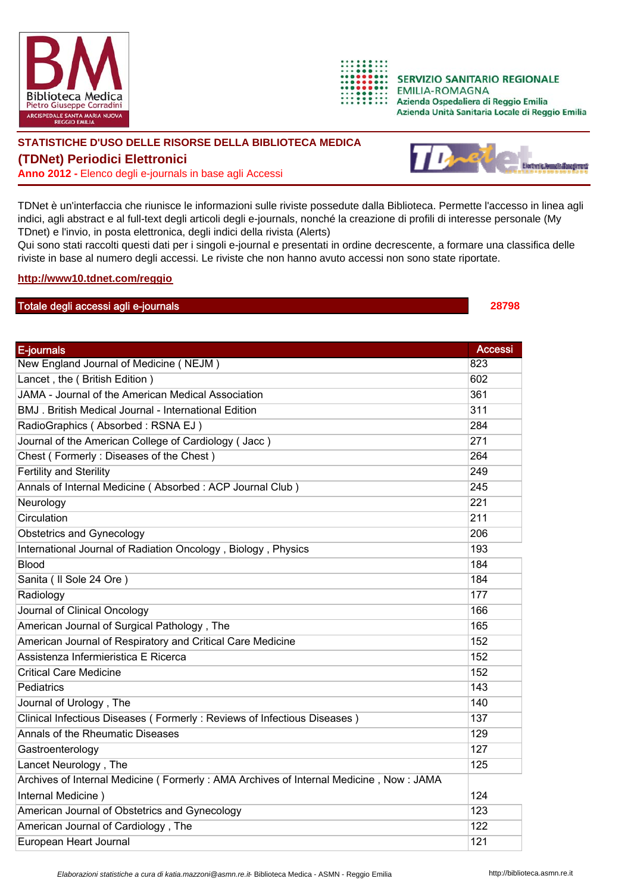Biblioteca Medica
Pietro Giuseppe Corradini
ARCISPEDALE SANTA MARIA NUOVA
REGGIO EMILIA

SERVIZIO SANITARIO REGIONALE
EMILIA-ROMAGNA
Azienda Ospedaliera di Reggio Emilia
Azienda Unità Sanitaria Locale di Reggio Emilia

## STATISTICHE D'USO DELLE RISORSE DELLA BIBLIOTECA MEDICA

# (TDNet) Periodici Elettronici

**Anno 2012 -** Elenco degli e-journals in base agli Accessi

TDNet è un'interfaccia che riunisce le informazioni sulle riviste possedute dalla Biblioteca. Permette l'accesso in linea agli indici, agli abstract e al full-text degli articoli degli e-journals, nonché la creazione di profili di interesse personale (My TDnet) e l'invio, in posta elettronica, degli indici della rivista (Alerts)
Qui sono stati raccolti questi dati per i singoli e-journal e presentati in ordine decrescente, a formare una classifica delle riviste in base al numero degli accessi. Le riviste che non hanno avuto accessi non sono state riportate.

**http://www10.tdnet.com/reggio**

| Totale degli accessi agli e-journals | 28798 |
|---|---|

| E-journals | Accessi |
|---|---|
| New England Journal of Medicine ( NEJM ) | 823 |
| Lancet , the ( British Edition ) | 602 |
| JAMA - Journal of the American Medical Association | 361 |
| BMJ . British Medical Journal - International Edition | 311 |
| RadioGraphics ( Absorbed : RSNA EJ ) | 284 |
| Journal of the American College of Cardiology ( Jacc ) | 271 |
| Chest ( Formerly : Diseases of the Chest ) | 264 |
| Fertility and Sterility | 249 |
| Annals of Internal Medicine ( Absorbed : ACP Journal Club ) | 245 |
| Neurology | 221 |
| Circulation | 211 |
| Obstetrics and Gynecology | 206 |
| International Journal of Radiation Oncology , Biology , Physics | 193 |
| Blood | 184 |
| Sanita ( Il Sole 24 Ore ) | 184 |
| Radiology | 177 |
| Journal of Clinical Oncology | 166 |
| American Journal of Surgical Pathology , The | 165 |
| American Journal of Respiratory and Critical Care Medicine | 152 |
| Assistenza Infermieristica E Ricerca | 152 |
| Critical Care Medicine | 152 |
| Pediatrics | 143 |
| Journal of Urology , The | 140 |
| Clinical Infectious Diseases ( Formerly : Reviews of Infectious Diseases ) | 137 |
| Annals of the Rheumatic Diseases | 129 |
| Gastroenterology | 127 |
| Lancet Neurology , The | 125 |
| Archives of Internal Medicine ( Formerly : AMA Archives of Internal Medicine , Now : JAMA Internal Medicine ) | 124 |
| American Journal of Obstetrics and Gynecology | 123 |
| American Journal of Cardiology , The | 122 |
| European Heart Journal | 121 |

*Elaborazioni statistiche a cura di katia.mazzoni@asmn.re.it*- Biblioteca Medica - ASMN - Reggio Emilia http://biblioteca.asmn.re.it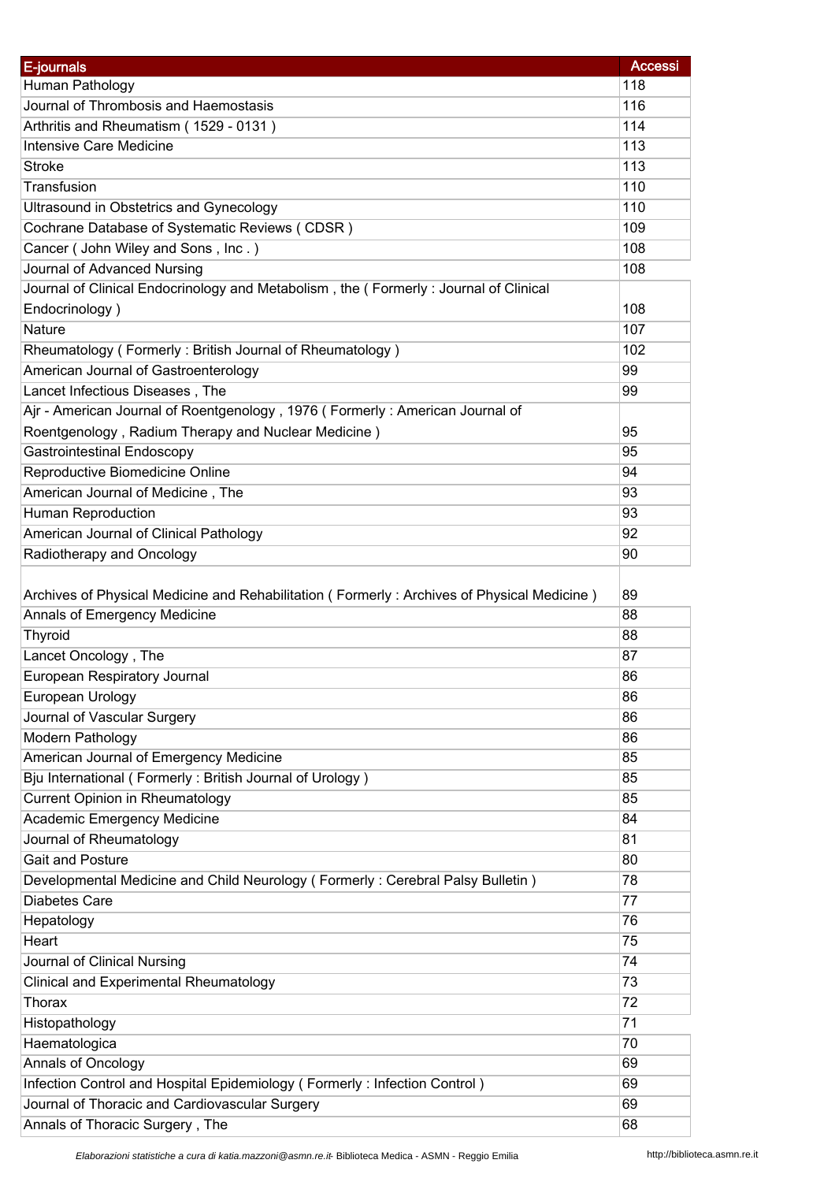| E-journals | Accessi |
| --- | --- |
| Human Pathology | 118 |
| Journal of Thrombosis and Haemostasis | 116 |
| Arthritis and Rheumatism ( 1529 - 0131 ) | 114 |
| Intensive Care Medicine | 113 |
| Stroke | 113 |
| Transfusion | 110 |
| Ultrasound in Obstetrics and Gynecology | 110 |
| Cochrane Database of Systematic Reviews ( CDSR ) | 109 |
| Cancer ( John Wiley and Sons , Inc . ) | 108 |
| Journal of Advanced Nursing | 108 |
| Journal of Clinical Endocrinology and Metabolism , the ( Formerly : Journal of Clinical Endocrinology ) | 108 |
| Nature | 107 |
| Rheumatology ( Formerly : British Journal of Rheumatology ) | 102 |
| American Journal of Gastroenterology | 99 |
| Lancet Infectious Diseases , The | 99 |
| Ajr - American Journal of Roentgenology , 1976 ( Formerly : American Journal of Roentgenology , Radium Therapy and Nuclear Medicine ) | 95 |
| Gastrointestinal Endoscopy | 95 |
| Reproductive Biomedicine Online | 94 |
| American Journal of Medicine , The | 93 |
| Human Reproduction | 93 |
| American Journal of Clinical Pathology | 92 |
| Radiotherapy and Oncology | 90 |
| Archives of Physical Medicine and Rehabilitation ( Formerly : Archives of Physical Medicine ) | 89 |
| Annals of Emergency Medicine | 88 |
| Thyroid | 88 |
| Lancet Oncology , The | 87 |
| European Respiratory Journal | 86 |
| European Urology | 86 |
| Journal of Vascular Surgery | 86 |
| Modern Pathology | 86 |
| American Journal of Emergency Medicine | 85 |
| Bju International ( Formerly : British Journal of Urology ) | 85 |
| Current Opinion in Rheumatology | 85 |
| Academic Emergency Medicine | 84 |
| Journal of Rheumatology | 81 |
| Gait and Posture | 80 |
| Developmental Medicine and Child Neurology ( Formerly : Cerebral Palsy Bulletin ) | 78 |
| Diabetes Care | 77 |
| Hepatology | 76 |
| Heart | 75 |
| Journal of Clinical Nursing | 74 |
| Clinical and Experimental Rheumatology | 73 |
| Thorax | 72 |
| Histopathology | 71 |
| Haematologica | 70 |
| Annals of Oncology | 69 |
| Infection Control and Hospital Epidemiology ( Formerly : Infection Control ) | 69 |
| Journal of Thoracic and Cardiovascular Surgery | 69 |
| Annals of Thoracic Surgery , The | 68 |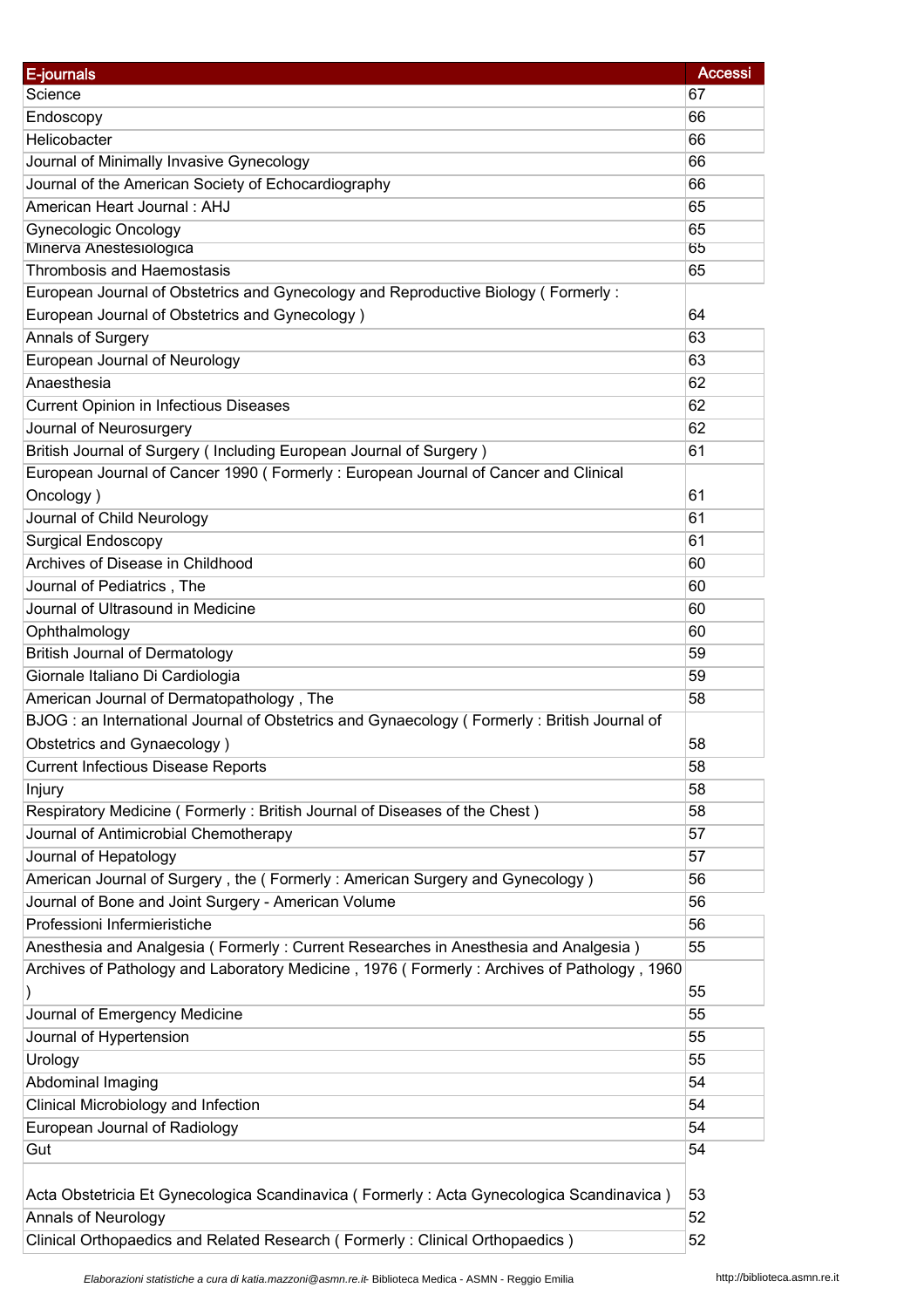| E-journals | Accessi |
| --- | --- |
| Science | 67 |
| Endoscopy | 66 |
| Helicobacter | 66 |
| Journal of Minimally Invasive Gynecology | 66 |
| Journal of the American Society of Echocardiography | 66 |
| American Heart Journal : AHJ | 65 |
| Gynecologic Oncology | 65 |
| Minerva Anestesiologica | 65 |
| Thrombosis and Haemostasis | 65 |
| European Journal of Obstetrics and Gynecology and Reproductive Biology ( Formerly : European Journal of Obstetrics and Gynecology ) | 64 |
| Annals of Surgery | 63 |
| European Journal of Neurology | 63 |
| Anaesthesia | 62 |
| Current Opinion in Infectious Diseases | 62 |
| Journal of Neurosurgery | 62 |
| British Journal of Surgery ( Including European Journal of Surgery ) | 61 |
| European Journal of Cancer 1990 ( Formerly : European Journal of Cancer and Clinical Oncology ) | 61 |
| Journal of Child Neurology | 61 |
| Surgical Endoscopy | 61 |
| Archives of Disease in Childhood | 60 |
| Journal of Pediatrics , The | 60 |
| Journal of Ultrasound in Medicine | 60 |
| Ophthalmology | 60 |
| British Journal of Dermatology | 59 |
| Giornale Italiano Di Cardiologia | 59 |
| American Journal of Dermatopathology , The | 58 |
| BJOG : an International Journal of Obstetrics and Gynaecology ( Formerly : British Journal of Obstetrics and Gynaecology ) | 58 |
| Current Infectious Disease Reports | 58 |
| Injury | 58 |
| Respiratory Medicine ( Formerly : British Journal of Diseases of the Chest ) | 58 |
| Journal of Antimicrobial Chemotherapy | 57 |
| Journal of Hepatology | 57 |
| American Journal of Surgery , the ( Formerly : American Surgery and Gynecology ) | 56 |
| Journal of Bone and Joint Surgery - American Volume | 56 |
| Professioni Infermieristiche | 56 |
| Anesthesia and Analgesia ( Formerly : Current Researches in Anesthesia and Analgesia ) | 55 |
| Archives of Pathology and Laboratory Medicine , 1976 ( Formerly : Archives of Pathology , 1960 ) | 55 |
| Journal of Emergency Medicine | 55 |
| Journal of Hypertension | 55 |
| Urology | 55 |
| Abdominal Imaging | 54 |
| Clinical Microbiology and Infection | 54 |
| European Journal of Radiology | 54 |
| Gut | 54 |
| Acta Obstetricia Et Gynecologica Scandinavica ( Formerly : Acta Gynecologica Scandinavica ) | 53 |
| Annals of Neurology | 52 |
| Clinical Orthopaedics and Related Research ( Formerly : Clinical Orthopaedics ) | 52 |

*Elaborazioni statistiche a cura di katia.mazzoni@asmn.re.it*- Biblioteca Medica - ASMN - Reggio Emilia http://biblioteca.asmn.re.it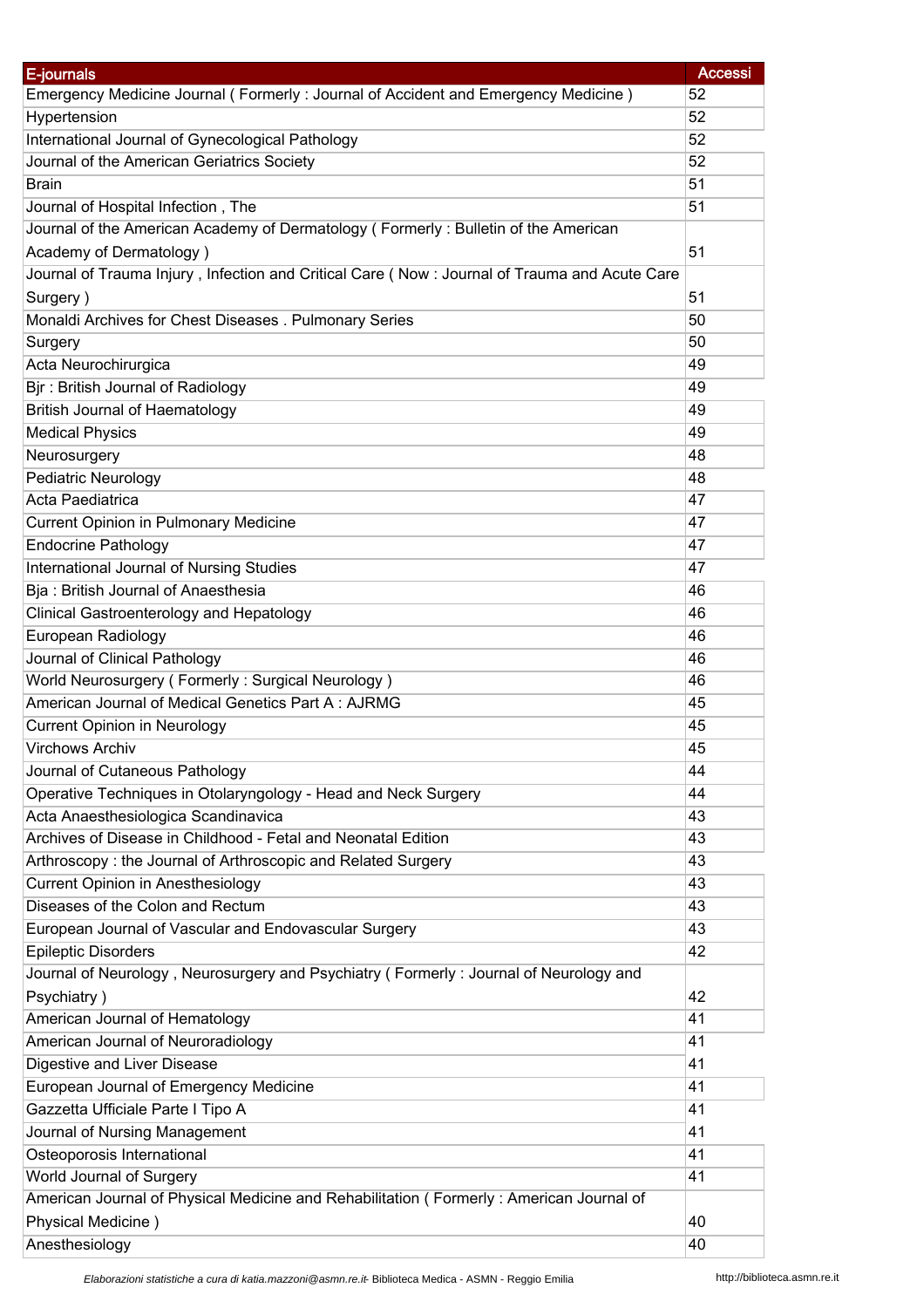| E-journals | Accessi |
| --- | --- |
| Emergency Medicine Journal ( Formerly : Journal of Accident and Emergency Medicine ) | 52 |
| Hypertension | 52 |
| International Journal of Gynecological Pathology | 52 |
| Journal of the American Geriatrics Society | 52 |
| Brain | 51 |
| Journal of Hospital Infection , The | 51 |
| Journal of the American Academy of Dermatology ( Formerly : Bulletin of the American Academy of Dermatology ) | 51 |
| Journal of Trauma Injury , Infection and Critical Care ( Now : Journal of Trauma and Acute Care Surgery ) | 51 |
| Monaldi Archives for Chest Diseases . Pulmonary Series | 50 |
| Surgery | 50 |
| Acta Neurochirurgica | 49 |
| Bjr : British Journal of Radiology | 49 |
| British Journal of Haematology | 49 |
| Medical Physics | 49 |
| Neurosurgery | 48 |
| Pediatric Neurology | 48 |
| Acta Paediatrica | 47 |
| Current Opinion in Pulmonary Medicine | 47 |
| Endocrine Pathology | 47 |
| International Journal of Nursing Studies | 47 |
| Bja : British Journal of Anaesthesia | 46 |
| Clinical Gastroenterology and Hepatology | 46 |
| European Radiology | 46 |
| Journal of Clinical Pathology | 46 |
| World Neurosurgery ( Formerly : Surgical Neurology ) | 46 |
| American Journal of Medical Genetics Part A : AJRMG | 45 |
| Current Opinion in Neurology | 45 |
| Virchows Archiv | 45 |
| Journal of Cutaneous Pathology | 44 |
| Operative Techniques in Otolaryngology - Head and Neck Surgery | 44 |
| Acta Anaesthesiologica Scandinavica | 43 |
| Archives of Disease in Childhood - Fetal and Neonatal Edition | 43 |
| Arthroscopy : the Journal of Arthroscopic and Related Surgery | 43 |
| Current Opinion in Anesthesiology | 43 |
| Diseases of the Colon and Rectum | 43 |
| European Journal of Vascular and Endovascular Surgery | 43 |
| Epileptic Disorders | 42 |
| Journal of Neurology , Neurosurgery and Psychiatry ( Formerly : Journal of Neurology and Psychiatry ) | 42 |
| American Journal of Hematology | 41 |
| American Journal of Neuroradiology | 41 |
| Digestive and Liver Disease | 41 |
| European Journal of Emergency Medicine | 41 |
| Gazzetta Ufficiale Parte I Tipo A | 41 |
| Journal of Nursing Management | 41 |
| Osteoporosis International | 41 |
| World Journal of Surgery | 41 |
| American Journal of Physical Medicine and Rehabilitation ( Formerly : American Journal of Physical Medicine ) | 40 |
| Anesthesiology | 40 |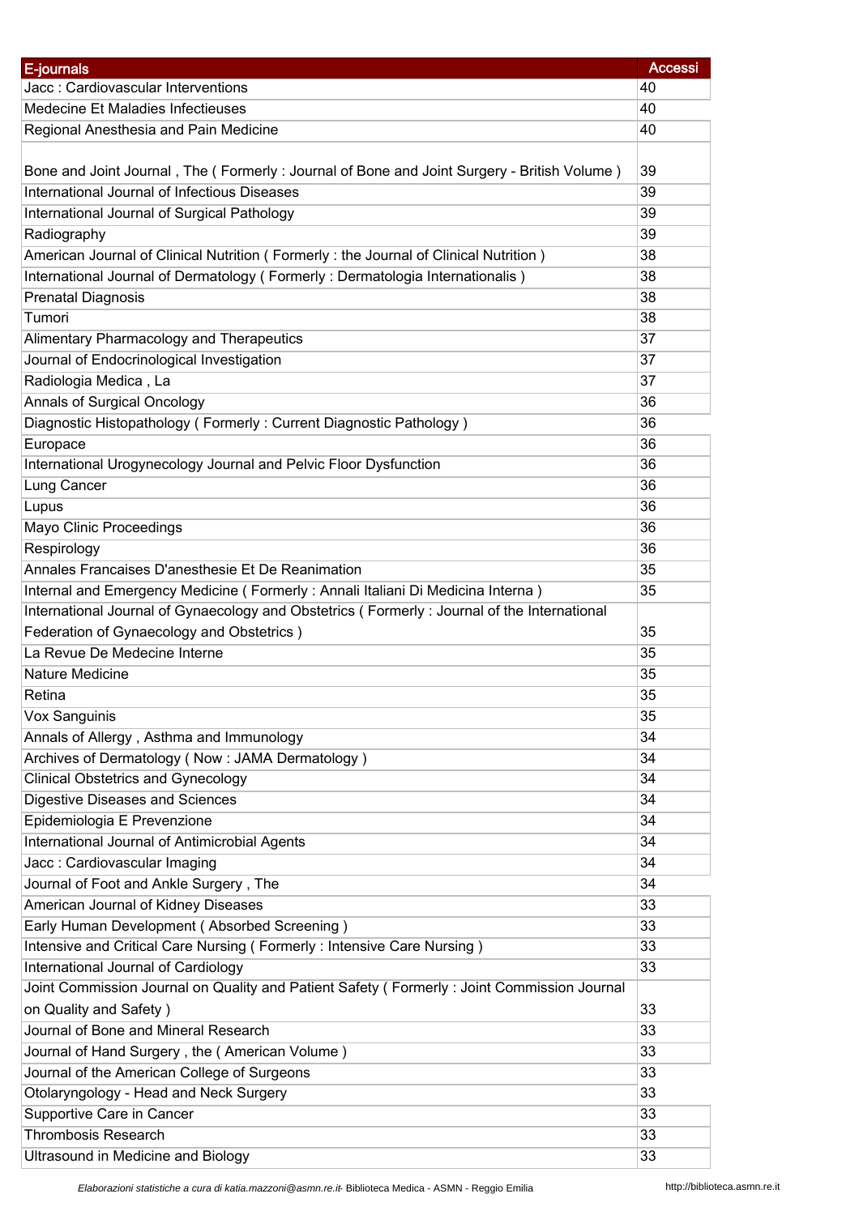| E-journals | Accessi |
|---|---|
| Jacc : Cardiovascular Interventions | 40 |
| Medecine Et Maladies Infectieuses | 40 |
| Regional Anesthesia and Pain Medicine | 40 |
| Bone and Joint Journal , The ( Formerly : Journal of Bone and Joint Surgery - British Volume ) | 39 |
| International Journal of Infectious Diseases | 39 |
| International Journal of Surgical Pathology | 39 |
| Radiography | 39 |
| American Journal of Clinical Nutrition ( Formerly : the Journal of Clinical Nutrition ) | 38 |
| International Journal of Dermatology ( Formerly : Dermatologia Internationalis ) | 38 |
| Prenatal Diagnosis | 38 |
| Tumori | 38 |
| Alimentary Pharmacology and Therapeutics | 37 |
| Journal of Endocrinological Investigation | 37 |
| Radiologia Medica , La | 37 |
| Annals of Surgical Oncology | 36 |
| Diagnostic Histopathology ( Formerly : Current Diagnostic Pathology ) | 36 |
| Europace | 36 |
| International Urogynecology Journal and Pelvic Floor Dysfunction | 36 |
| Lung Cancer | 36 |
| Lupus | 36 |
| Mayo Clinic Proceedings | 36 |
| Respirology | 36 |
| Annales Francaises D'anesthesie Et De Reanimation | 35 |
| Internal and Emergency Medicine ( Formerly : Annali Italiani Di Medicina Interna ) | 35 |
| International Journal of Gynaecology and Obstetrics ( Formerly : Journal of the International Federation of Gynaecology and Obstetrics ) | 35 |
| La Revue De Medecine Interne | 35 |
| Nature Medicine | 35 |
| Retina | 35 |
| Vox Sanguinis | 35 |
| Annals of Allergy , Asthma and Immunology | 34 |
| Archives of Dermatology ( Now : JAMA Dermatology ) | 34 |
| Clinical Obstetrics and Gynecology | 34 |
| Digestive Diseases and Sciences | 34 |
| Epidemiologia E Prevenzione | 34 |
| International Journal of Antimicrobial Agents | 34 |
| Jacc : Cardiovascular Imaging | 34 |
| Journal of Foot and Ankle Surgery , The | 34 |
| American Journal of Kidney Diseases | 33 |
| Early Human Development ( Absorbed Screening ) | 33 |
| Intensive and Critical Care Nursing ( Formerly : Intensive Care Nursing ) | 33 |
| International Journal of Cardiology | 33 |
| Joint Commission Journal on Quality and Patient Safety ( Formerly : Joint Commission Journal on Quality and Safety ) | 33 |
| Journal of Bone and Mineral Research | 33 |
| Journal of Hand Surgery , the ( American Volume ) | 33 |
| Journal of the American College of Surgeons | 33 |
| Otolaryngology - Head and Neck Surgery | 33 |
| Supportive Care in Cancer | 33 |
| Thrombosis Research | 33 |
| Ultrasound in Medicine and Biology | 33 |

*Elaborazioni statistiche a cura di katia.mazzoni@asmn.re.it*- Biblioteca Medica - ASMN - Reggio Emilia http://biblioteca.asmn.re.it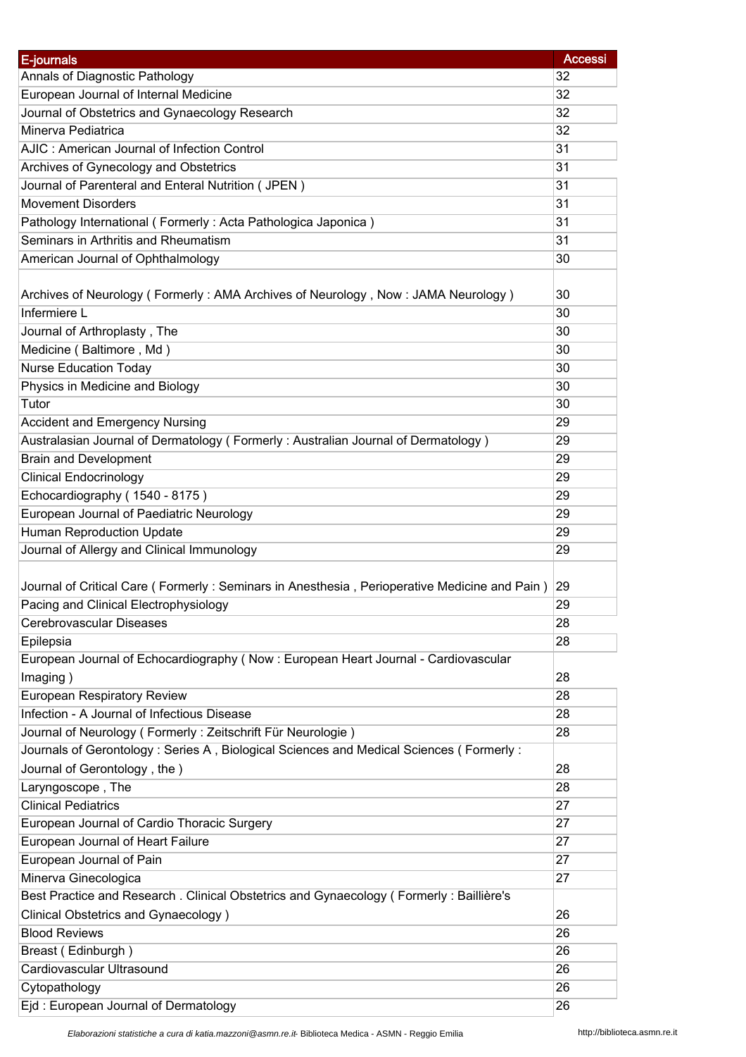| E-journals | Accessi |
| --- | --- |
| Annals of Diagnostic Pathology | 32 |
| European Journal of Internal Medicine | 32 |
| Journal of Obstetrics and Gynaecology Research | 32 |
| Minerva Pediatrica | 32 |
| AJIC : American Journal of Infection Control | 31 |
| Archives of Gynecology and Obstetrics | 31 |
| Journal of Parenteral and Enteral Nutrition ( JPEN ) | 31 |
| Movement Disorders | 31 |
| Pathology International ( Formerly : Acta Pathologica Japonica ) | 31 |
| Seminars in Arthritis and Rheumatism | 31 |
| American Journal of Ophthalmology | 30 |
| Archives of Neurology ( Formerly : AMA Archives of Neurology , Now : JAMA Neurology ) | 30 |
| Infermiere L | 30 |
| Journal of Arthroplasty , The | 30 |
| Medicine ( Baltimore , Md ) | 30 |
| Nurse Education Today | 30 |
| Physics in Medicine and Biology | 30 |
| Tutor | 30 |
| Accident and Emergency Nursing | 29 |
| Australasian Journal of Dermatology ( Formerly : Australian Journal of Dermatology ) | 29 |
| Brain and Development | 29 |
| Clinical Endocrinology | 29 |
| Echocardiography ( 1540 - 8175 ) | 29 |
| European Journal of Paediatric Neurology | 29 |
| Human Reproduction Update | 29 |
| Journal of Allergy and Clinical Immunology | 29 |
| Journal of Critical Care ( Formerly : Seminars in Anesthesia , Perioperative Medicine and Pain ) | 29 |
| Pacing and Clinical Electrophysiology | 29 |
| Cerebrovascular Diseases | 28 |
| Epilepsia | 28 |
| European Journal of Echocardiography ( Now : European Heart Journal - Cardiovascular Imaging ) | 28 |
| European Respiratory Review | 28 |
| Infection - A Journal of Infectious Disease | 28 |
| Journal of Neurology ( Formerly : Zeitschrift Für Neurologie ) | 28 |
| Journals of Gerontology : Series A , Biological Sciences and Medical Sciences ( Formerly : Journal of Gerontology , the ) | 28 |
| Laryngoscope , The | 28 |
| Clinical Pediatrics | 27 |
| European Journal of Cardio Thoracic Surgery | 27 |
| European Journal of Heart Failure | 27 |
| European Journal of Pain | 27 |
| Minerva Ginecologica | 27 |
| Best Practice and Research . Clinical Obstetrics and Gynaecology ( Formerly : Baillière's Clinical Obstetrics and Gynaecology ) | 26 |
| Blood Reviews | 26 |
| Breast ( Edinburgh ) | 26 |
| Cardiovascular Ultrasound | 26 |
| Cytopathology | 26 |
| Ejd : European Journal of Dermatology | 26 |

*Elaborazioni statistiche a cura di katia.mazzoni@asmn.re.it*- Biblioteca Medica - ASMN - Reggio Emilia http://biblioteca.asmn.re.it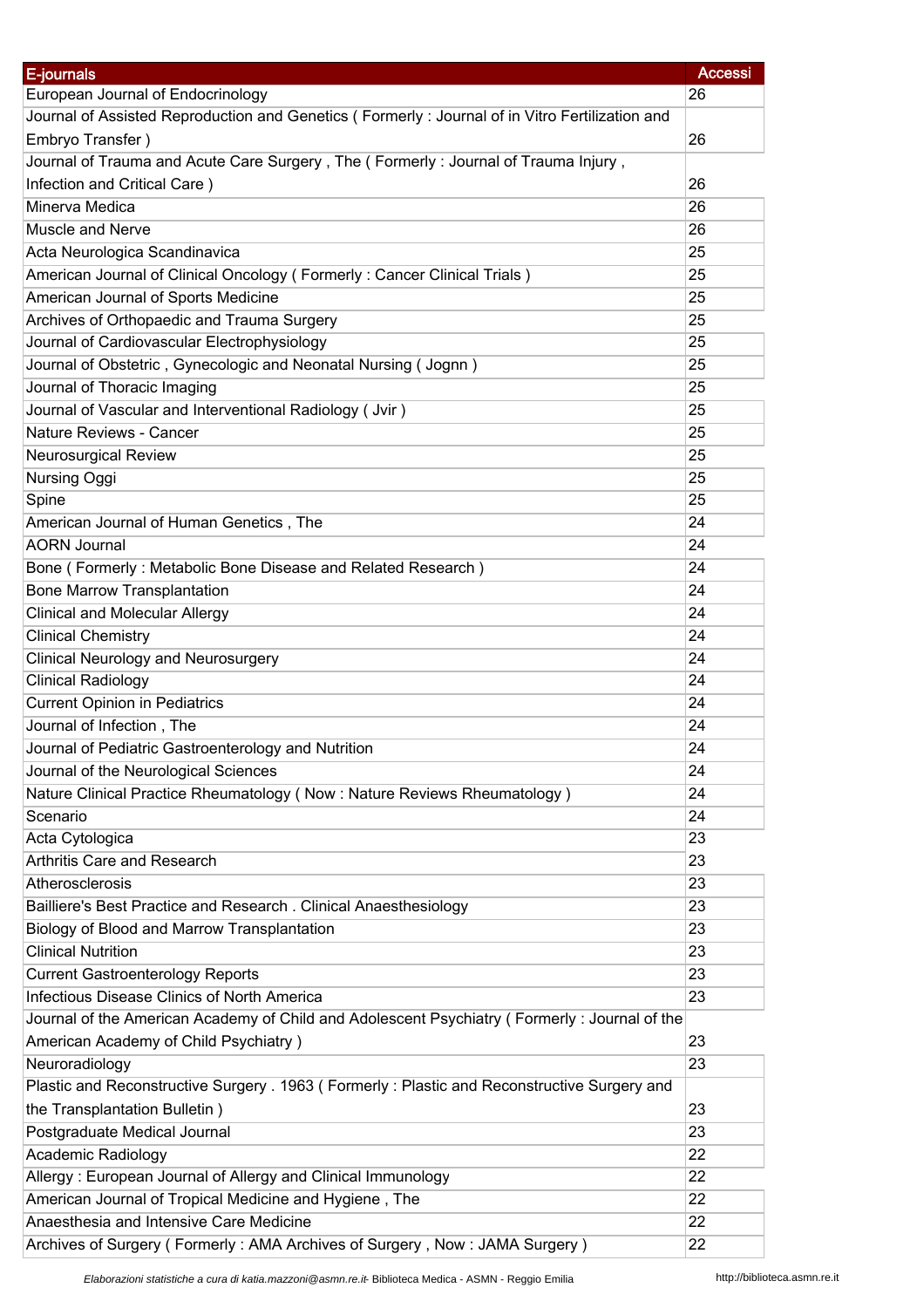| E-journals | Accessi |
| --- | --- |
| European Journal of Endocrinology | 26 |
| Journal of Assisted Reproduction and Genetics ( Formerly : Journal of in Vitro Fertilization and Embryo Transfer ) | 26 |
| Journal of Trauma and Acute Care Surgery , The ( Formerly : Journal of Trauma Injury , Infection and Critical Care ) | 26 |
| Minerva Medica | 26 |
| Muscle and Nerve | 26 |
| Acta Neurologica Scandinavica | 25 |
| American Journal of Clinical Oncology ( Formerly : Cancer Clinical Trials ) | 25 |
| American Journal of Sports Medicine | 25 |
| Archives of Orthopaedic and Trauma Surgery | 25 |
| Journal of Cardiovascular Electrophysiology | 25 |
| Journal of Obstetric , Gynecologic and Neonatal Nursing ( Jognn ) | 25 |
| Journal of Thoracic Imaging | 25 |
| Journal of Vascular and Interventional Radiology ( Jvir ) | 25 |
| Nature Reviews - Cancer | 25 |
| Neurosurgical Review | 25 |
| Nursing Oggi | 25 |
| Spine | 25 |
| American Journal of Human Genetics , The | 24 |
| AORN Journal | 24 |
| Bone ( Formerly : Metabolic Bone Disease and Related Research ) | 24 |
| Bone Marrow Transplantation | 24 |
| Clinical and Molecular Allergy | 24 |
| Clinical Chemistry | 24 |
| Clinical Neurology and Neurosurgery | 24 |
| Clinical Radiology | 24 |
| Current Opinion in Pediatrics | 24 |
| Journal of Infection , The | 24 |
| Journal of Pediatric Gastroenterology and Nutrition | 24 |
| Journal of the Neurological Sciences | 24 |
| Nature Clinical Practice Rheumatology ( Now : Nature Reviews Rheumatology ) | 24 |
| Scenario | 24 |
| Acta Cytologica | 23 |
| Arthritis Care and Research | 23 |
| Atherosclerosis | 23 |
| Bailliere's Best Practice and Research . Clinical Anaesthesiology | 23 |
| Biology of Blood and Marrow Transplantation | 23 |
| Clinical Nutrition | 23 |
| Current Gastroenterology Reports | 23 |
| Infectious Disease Clinics of North America | 23 |
| Journal of the American Academy of Child and Adolescent Psychiatry ( Formerly : Journal of the American Academy of Child Psychiatry ) | 23 |
| Neuroradiology | 23 |
| Plastic and Reconstructive Surgery . 1963 ( Formerly : Plastic and Reconstructive Surgery and the Transplantation Bulletin ) | 23 |
| Postgraduate Medical Journal | 23 |
| Academic Radiology | 22 |
| Allergy : European Journal of Allergy and Clinical Immunology | 22 |
| American Journal of Tropical Medicine and Hygiene , The | 22 |
| Anaesthesia and Intensive Care Medicine | 22 |
| Archives of Surgery ( Formerly : AMA Archives of Surgery , Now : JAMA Surgery ) | 22 |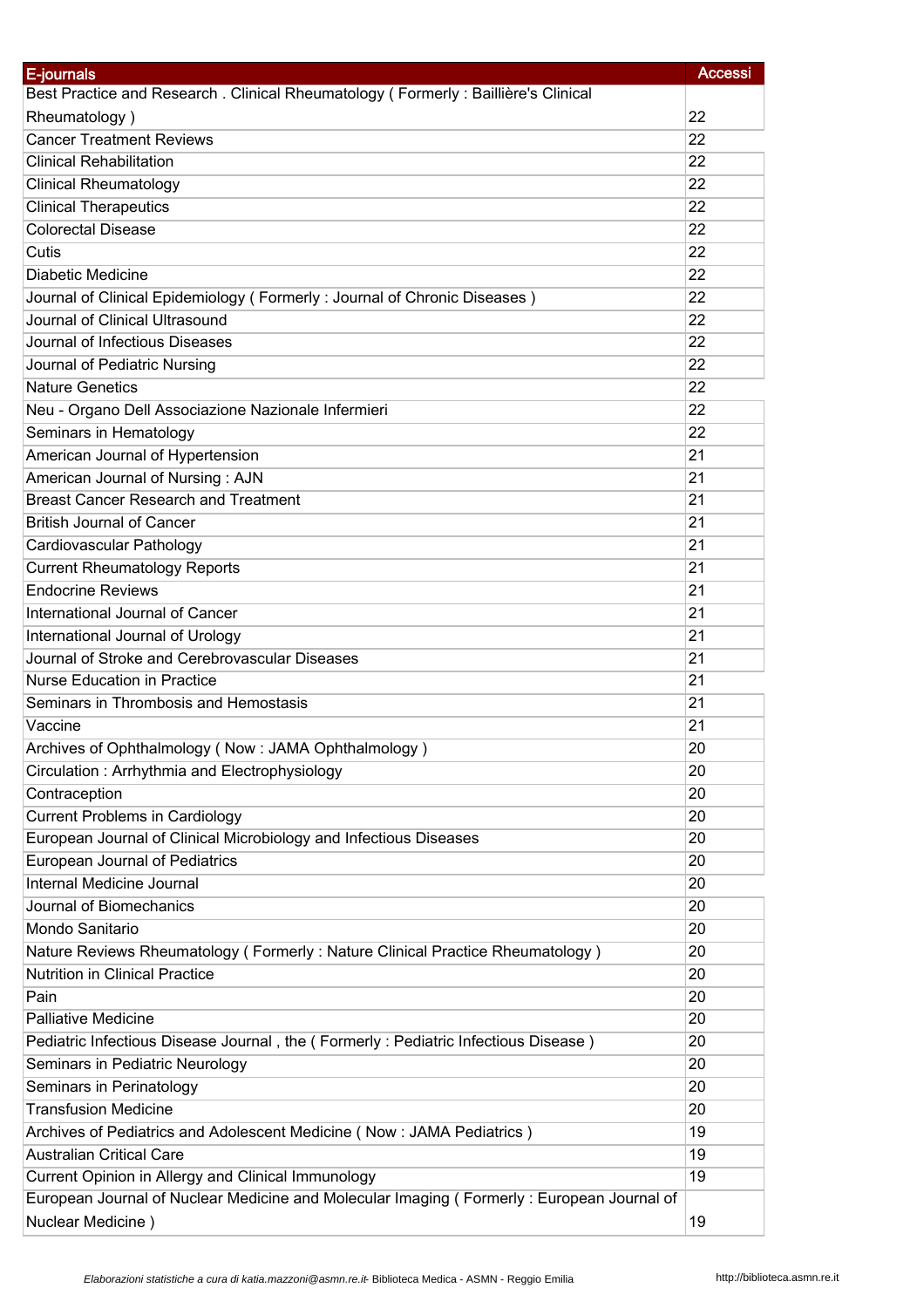| E-journals | Accessi |
| --- | --- |
| Best Practice and Research . Clinical Rheumatology ( Formerly : Baillière's Clinical Rheumatology ) | 22 |
| Cancer Treatment Reviews | 22 |
| Clinical Rehabilitation | 22 |
| Clinical Rheumatology | 22 |
| Clinical Therapeutics | 22 |
| Colorectal Disease | 22 |
| Cutis | 22 |
| Diabetic Medicine | 22 |
| Journal of Clinical Epidemiology ( Formerly : Journal of Chronic Diseases ) | 22 |
| Journal of Clinical Ultrasound | 22 |
| Journal of Infectious Diseases | 22 |
| Journal of Pediatric Nursing | 22 |
| Nature Genetics | 22 |
| Neu - Organo Dell Associazione Nazionale Infermieri | 22 |
| Seminars in Hematology | 22 |
| American Journal of Hypertension | 21 |
| American Journal of Nursing : AJN | 21 |
| Breast Cancer Research and Treatment | 21 |
| British Journal of Cancer | 21 |
| Cardiovascular Pathology | 21 |
| Current Rheumatology Reports | 21 |
| Endocrine Reviews | 21 |
| International Journal of Cancer | 21 |
| International Journal of Urology | 21 |
| Journal of Stroke and Cerebrovascular Diseases | 21 |
| Nurse Education in Practice | 21 |
| Seminars in Thrombosis and Hemostasis | 21 |
| Vaccine | 21 |
| Archives of Ophthalmology ( Now : JAMA Ophthalmology ) | 20 |
| Circulation : Arrhythmia and Electrophysiology | 20 |
| Contraception | 20 |
| Current Problems in Cardiology | 20 |
| European Journal of Clinical Microbiology and Infectious Diseases | 20 |
| European Journal of Pediatrics | 20 |
| Internal Medicine Journal | 20 |
| Journal of Biomechanics | 20 |
| Mondo Sanitario | 20 |
| Nature Reviews Rheumatology ( Formerly : Nature Clinical Practice Rheumatology ) | 20 |
| Nutrition in Clinical Practice | 20 |
| Pain | 20 |
| Palliative Medicine | 20 |
| Pediatric Infectious Disease Journal , the ( Formerly : Pediatric Infectious Disease ) | 20 |
| Seminars in Pediatric Neurology | 20 |
| Seminars in Perinatology | 20 |
| Transfusion Medicine | 20 |
| Archives of Pediatrics and Adolescent Medicine ( Now : JAMA Pediatrics ) | 19 |
| Australian Critical Care | 19 |
| Current Opinion in Allergy and Clinical Immunology | 19 |
| European Journal of Nuclear Medicine and Molecular Imaging ( Formerly : European Journal of Nuclear Medicine ) | 19 |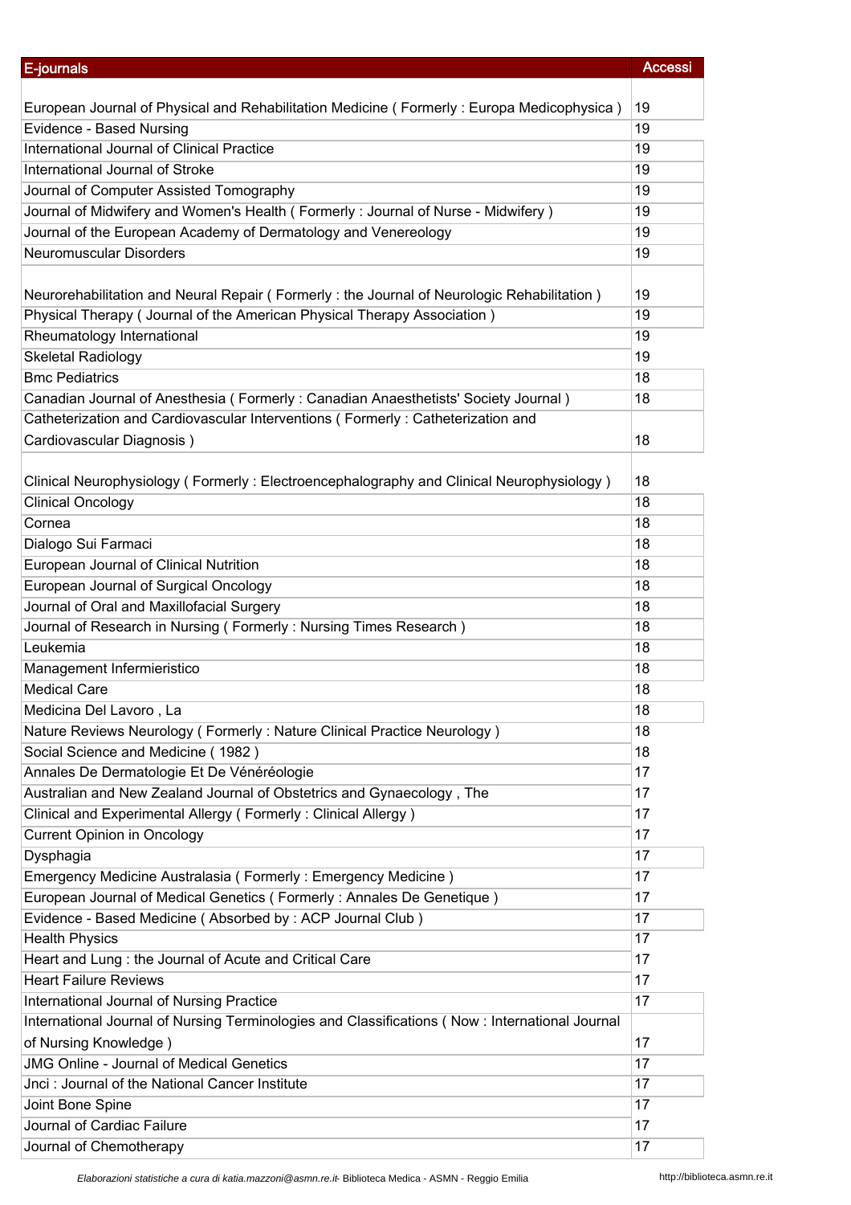| E-journals | Accessi |
|---|---|
| European Journal of Physical and Rehabilitation Medicine ( Formerly : Europa Medicophysica ) | 19 |
| Evidence - Based Nursing | 19 |
| International Journal of Clinical Practice | 19 |
| International Journal of Stroke | 19 |
| Journal of Computer Assisted Tomography | 19 |
| Journal of Midwifery and Women's Health ( Formerly : Journal of Nurse - Midwifery ) | 19 |
| Journal of the European Academy of Dermatology and Venereology | 19 |
| Neuromuscular Disorders | 19 |
| Neurorehabilitation and Neural Repair ( Formerly : the Journal of Neurologic Rehabilitation ) | 19 |
| Physical Therapy ( Journal of the American Physical Therapy Association ) | 19 |
| Rheumatology International | 19 |
| Skeletal Radiology | 19 |
| Bmc Pediatrics | 18 |
| Canadian Journal of Anesthesia ( Formerly : Canadian Anaesthetists' Society Journal ) | 18 |
| Catheterization and Cardiovascular Interventions ( Formerly : Catheterization and Cardiovascular Diagnosis ) | 18 |
| Clinical Neurophysiology ( Formerly : Electroencephalography and Clinical Neurophysiology ) | 18 |
| Clinical Oncology | 18 |
| Cornea | 18 |
| Dialogo Sui Farmaci | 18 |
| European Journal of Clinical Nutrition | 18 |
| European Journal of Surgical Oncology | 18 |
| Journal of Oral and Maxillofacial Surgery | 18 |
| Journal of Research in Nursing ( Formerly : Nursing Times Research ) | 18 |
| Leukemia | 18 |
| Management Infermieristico | 18 |
| Medical Care | 18 |
| Medicina Del Lavoro , La | 18 |
| Nature Reviews Neurology ( Formerly : Nature Clinical Practice Neurology ) | 18 |
| Social Science and Medicine ( 1982 ) | 18 |
| Annales De Dermatologie Et De Vénéréologie | 17 |
| Australian and New Zealand Journal of Obstetrics and Gynaecology , The | 17 |
| Clinical and Experimental Allergy ( Formerly : Clinical Allergy ) | 17 |
| Current Opinion in Oncology | 17 |
| Dysphagia | 17 |
| Emergency Medicine Australasia ( Formerly : Emergency Medicine ) | 17 |
| European Journal of Medical Genetics ( Formerly : Annales De Genetique ) | 17 |
| Evidence - Based Medicine ( Absorbed by : ACP Journal Club ) | 17 |
| Health Physics | 17 |
| Heart and Lung : the Journal of Acute and Critical Care | 17 |
| Heart Failure Reviews | 17 |
| International Journal of Nursing Practice | 17 |
| International Journal of Nursing Terminologies and Classifications ( Now : International Journal of Nursing Knowledge ) | 17 |
| JMG Online - Journal of Medical Genetics | 17 |
| Jnci : Journal of the National Cancer Institute | 17 |
| Joint Bone Spine | 17 |
| Journal of Cardiac Failure | 17 |
| Journal of Chemotherapy | 17 |

*Elaborazioni statistiche a cura di katia.mazzoni@asmn.re.it*- Biblioteca Medica - ASMN - Reggio Emilia http://biblioteca.asmn.re.it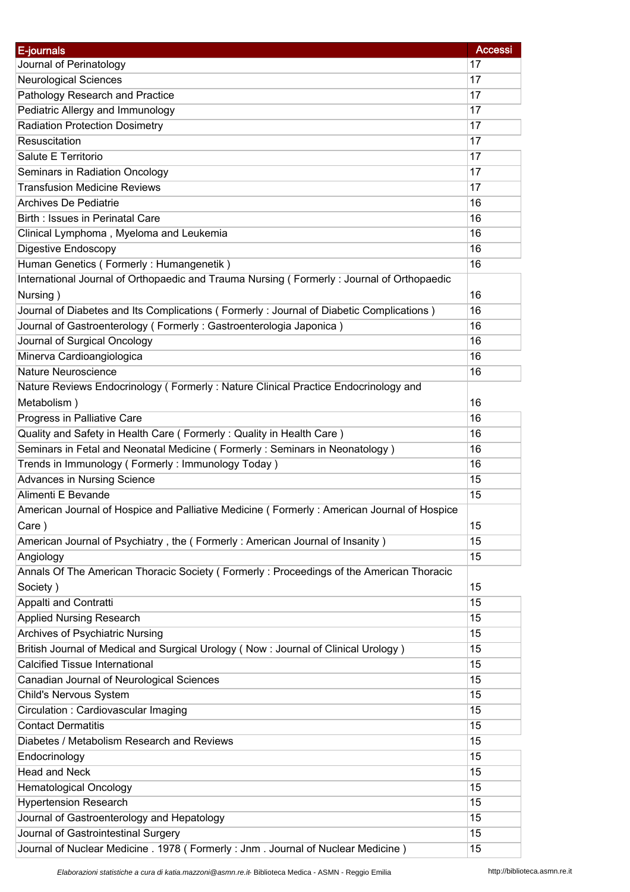| E-journals | Accessi |
|---|---|
| Journal of Perinatology | 17 |
| Neurological Sciences | 17 |
| Pathology Research and Practice | 17 |
| Pediatric Allergy and Immunology | 17 |
| Radiation Protection Dosimetry | 17 |
| Resuscitation | 17 |
| Salute E Territorio | 17 |
| Seminars in Radiation Oncology | 17 |
| Transfusion Medicine Reviews | 17 |
| Archives De Pediatrie | 16 |
| Birth : Issues in Perinatal Care | 16 |
| Clinical Lymphoma , Myeloma and Leukemia | 16 |
| Digestive Endoscopy | 16 |
| Human Genetics ( Formerly : Humangenetik ) | 16 |
| International Journal of Orthopaedic and Trauma Nursing ( Formerly : Journal of Orthopaedic Nursing ) | 16 |
| Journal of Diabetes and Its Complications ( Formerly : Journal of Diabetic Complications ) | 16 |
| Journal of Gastroenterology ( Formerly : Gastroenterologia Japonica ) | 16 |
| Journal of Surgical Oncology | 16 |
| Minerva Cardioangiologica | 16 |
| Nature Neuroscience | 16 |
| Nature Reviews Endocrinology ( Formerly : Nature Clinical Practice Endocrinology and Metabolism ) | 16 |
| Progress in Palliative Care | 16 |
| Quality and Safety in Health Care ( Formerly : Quality in Health Care ) | 16 |
| Seminars in Fetal and Neonatal Medicine ( Formerly : Seminars in Neonatology ) | 16 |
| Trends in Immunology ( Formerly : Immunology Today ) | 16 |
| Advances in Nursing Science | 15 |
| Alimenti E Bevande | 15 |
| American Journal of Hospice and Palliative Medicine ( Formerly : American Journal of Hospice Care ) | 15 |
| American Journal of Psychiatry , the ( Formerly : American Journal of Insanity ) | 15 |
| Angiology | 15 |
| Annals Of The American Thoracic Society ( Formerly : Proceedings of the American Thoracic Society ) | 15 |
| Appalti and Contratti | 15 |
| Applied Nursing Research | 15 |
| Archives of Psychiatric Nursing | 15 |
| British Journal of Medical and Surgical Urology ( Now : Journal of Clinical Urology ) | 15 |
| Calcified Tissue International | 15 |
| Canadian Journal of Neurological Sciences | 15 |
| Child's Nervous System | 15 |
| Circulation : Cardiovascular Imaging | 15 |
| Contact Dermatitis | 15 |
| Diabetes / Metabolism Research and Reviews | 15 |
| Endocrinology | 15 |
| Head and Neck | 15 |
| Hematological Oncology | 15 |
| Hypertension Research | 15 |
| Journal of Gastroenterology and Hepatology | 15 |
| Journal of Gastrointestinal Surgery | 15 |
| Journal of Nuclear Medicine . 1978 ( Formerly : Jnm . Journal of Nuclear Medicine ) | 15 |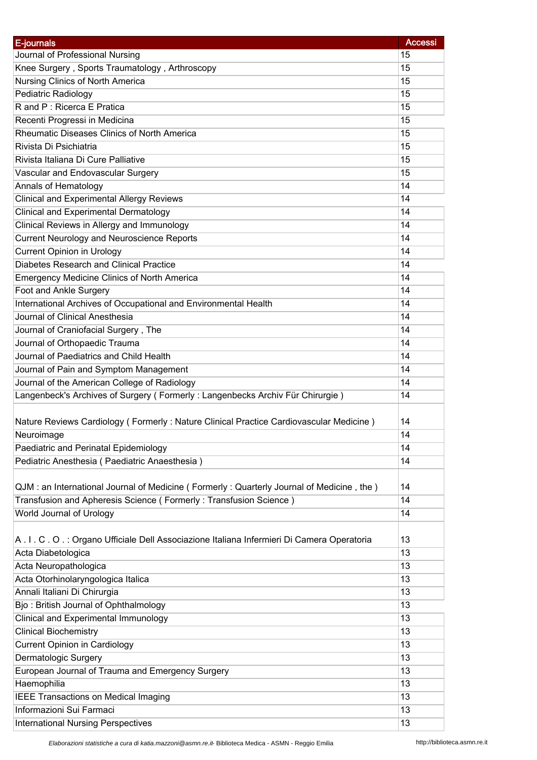| E-journals | Accessi |
|---|---|
| Journal of Professional Nursing | 15 |
| Knee Surgery , Sports Traumatology , Arthroscopy | 15 |
| Nursing Clinics of North America | 15 |
| Pediatric Radiology | 15 |
| R and P : Ricerca E Pratica | 15 |
| Recenti Progressi in Medicina | 15 |
| Rheumatic Diseases Clinics of North America | 15 |
| Rivista Di Psichiatria | 15 |
| Rivista Italiana Di Cure Palliative | 15 |
| Vascular and Endovascular Surgery | 15 |
| Annals of Hematology | 14 |
| Clinical and Experimental Allergy Reviews | 14 |
| Clinical and Experimental Dermatology | 14 |
| Clinical Reviews in Allergy and Immunology | 14 |
| Current Neurology and Neuroscience Reports | 14 |
| Current Opinion in Urology | 14 |
| Diabetes Research and Clinical Practice | 14 |
| Emergency Medicine Clinics of North America | 14 |
| Foot and Ankle Surgery | 14 |
| International Archives of Occupational and Environmental Health | 14 |
| Journal of Clinical Anesthesia | 14 |
| Journal of Craniofacial Surgery , The | 14 |
| Journal of Orthopaedic Trauma | 14 |
| Journal of Paediatrics and Child Health | 14 |
| Journal of Pain and Symptom Management | 14 |
| Journal of the American College of Radiology | 14 |
| Langenbeck's Archives of Surgery ( Formerly : Langenbecks Archiv Für Chirurgie ) | 14 |
| Nature Reviews Cardiology ( Formerly : Nature Clinical Practice Cardiovascular Medicine ) | 14 |
| Neuroimage | 14 |
| Paediatric and Perinatal Epidemiology | 14 |
| Pediatric Anesthesia ( Paediatric Anaesthesia ) | 14 |
| QJM : an International Journal of Medicine ( Formerly : Quarterly Journal of Medicine , the ) | 14 |
| Transfusion and Apheresis Science ( Formerly : Transfusion Science ) | 14 |
| World Journal of Urology | 14 |
| A . I . C . O . : Organo Ufficiale Dell Associazione Italiana Infermieri Di Camera Operatoria | 13 |
| Acta Diabetologica | 13 |
| Acta Neuropathologica | 13 |
| Acta Otorhinolaryngologica Italica | 13 |
| Annali Italiani Di Chirurgia | 13 |
| Bjo : British Journal of Ophthalmology | 13 |
| Clinical and Experimental Immunology | 13 |
| Clinical Biochemistry | 13 |
| Current Opinion in Cardiology | 13 |
| Dermatologic Surgery | 13 |
| European Journal of Trauma and Emergency Surgery | 13 |
| Haemophilia | 13 |
| IEEE Transactions on Medical Imaging | 13 |
| Informazioni Sui Farmaci | 13 |
| International Nursing Perspectives | 13 |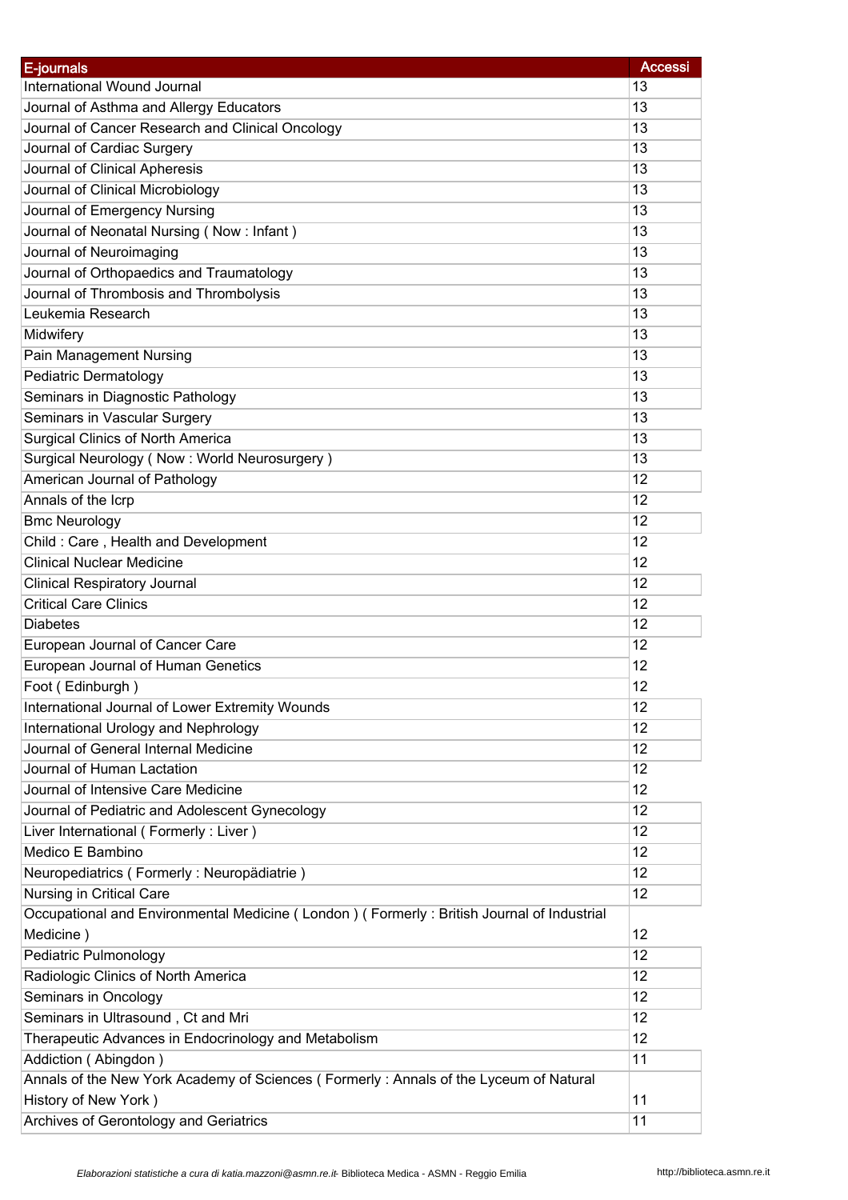| E-journals | Accessi |
|---|---|
| International Wound Journal | 13 |
| Journal of Asthma and Allergy Educators | 13 |
| Journal of Cancer Research and Clinical Oncology | 13 |
| Journal of Cardiac Surgery | 13 |
| Journal of Clinical Apheresis | 13 |
| Journal of Clinical Microbiology | 13 |
| Journal of Emergency Nursing | 13 |
| Journal of Neonatal Nursing ( Now : Infant ) | 13 |
| Journal of Neuroimaging | 13 |
| Journal of Orthopaedics and Traumatology | 13 |
| Journal of Thrombosis and Thrombolysis | 13 |
| Leukemia Research | 13 |
| Midwifery | 13 |
| Pain Management Nursing | 13 |
| Pediatric Dermatology | 13 |
| Seminars in Diagnostic Pathology | 13 |
| Seminars in Vascular Surgery | 13 |
| Surgical Clinics of North America | 13 |
| Surgical Neurology ( Now : World Neurosurgery ) | 13 |
| American Journal of Pathology | 12 |
| Annals of the Icrp | 12 |
| Bmc Neurology | 12 |
| Child : Care , Health and Development | 12 |
| Clinical Nuclear Medicine | 12 |
| Clinical Respiratory Journal | 12 |
| Critical Care Clinics | 12 |
| Diabetes | 12 |
| European Journal of Cancer Care | 12 |
| European Journal of Human Genetics | 12 |
| Foot ( Edinburgh ) | 12 |
| International Journal of Lower Extremity Wounds | 12 |
| International Urology and Nephrology | 12 |
| Journal of General Internal Medicine | 12 |
| Journal of Human Lactation | 12 |
| Journal of Intensive Care Medicine | 12 |
| Journal of Pediatric and Adolescent Gynecology | 12 |
| Liver International ( Formerly : Liver ) | 12 |
| Medico E Bambino | 12 |
| Neuropediatrics ( Formerly : Neuropädiatrie ) | 12 |
| Nursing in Critical Care | 12 |
| Occupational and Environmental Medicine ( London ) ( Formerly : British Journal of Industrial Medicine ) | 12 |
| Pediatric Pulmonology | 12 |
| Radiologic Clinics of North America | 12 |
| Seminars in Oncology | 12 |
| Seminars in Ultrasound , Ct and Mri | 12 |
| Therapeutic Advances in Endocrinology and Metabolism | 12 |
| Addiction ( Abingdon ) | 11 |
| Annals of the New York Academy of Sciences ( Formerly : Annals of the Lyceum of Natural History of New York ) | 11 |
| Archives of Gerontology and Geriatrics | 11 |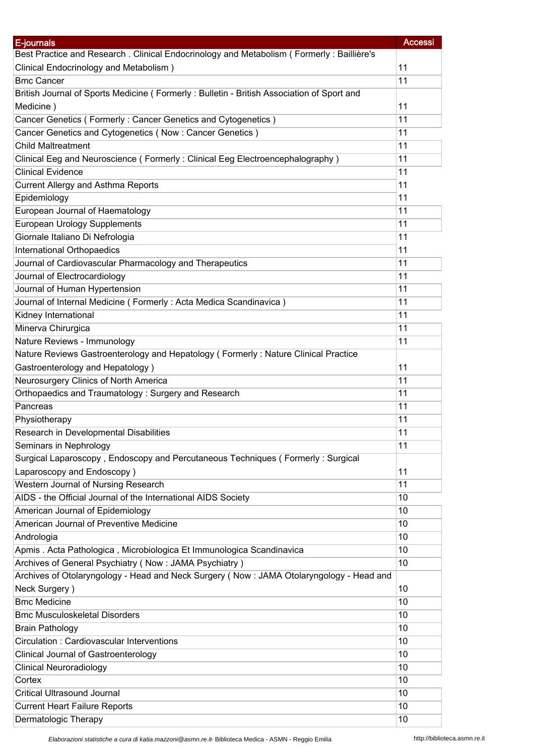| E-journals | Accessi |
|---|---|
| Best Practice and Research . Clinical Endocrinology and Metabolism ( Formerly : Baillière's Clinical Endocrinology and Metabolism ) | 11 |
| Bmc Cancer | 11 |
| British Journal of Sports Medicine ( Formerly : Bulletin - British Association of Sport and Medicine ) | 11 |
| Cancer Genetics ( Formerly : Cancer Genetics and Cytogenetics ) | 11 |
| Cancer Genetics and Cytogenetics ( Now : Cancer Genetics ) | 11 |
| Child Maltreatment | 11 |
| Clinical Eeg and Neuroscience ( Formerly : Clinical Eeg Electroencephalography ) | 11 |
| Clinical Evidence | 11 |
| Current Allergy and Asthma Reports | 11 |
| Epidemiology | 11 |
| European Journal of Haematology | 11 |
| European Urology Supplements | 11 |
| Giornale Italiano Di Nefrologia | 11 |
| International Orthopaedics | 11 |
| Journal of Cardiovascular Pharmacology and Therapeutics | 11 |
| Journal of Electrocardiology | 11 |
| Journal of Human Hypertension | 11 |
| Journal of Internal Medicine ( Formerly : Acta Medica Scandinavica ) | 11 |
| Kidney International | 11 |
| Minerva Chirurgica | 11 |
| Nature Reviews - Immunology | 11 |
| Nature Reviews Gastroenterology and Hepatology ( Formerly : Nature Clinical Practice Gastroenterology and Hepatology ) | 11 |
| Neurosurgery Clinics of North America | 11 |
| Orthopaedics and Traumatology : Surgery and Research | 11 |
| Pancreas | 11 |
| Physiotherapy | 11 |
| Research in Developmental Disabilities | 11 |
| Seminars in Nephrology | 11 |
| Surgical Laparoscopy , Endoscopy and Percutaneous Techniques ( Formerly : Surgical Laparoscopy and Endoscopy ) | 11 |
| Western Journal of Nursing Research | 11 |
| AIDS - the Official Journal of the International AIDS Society | 10 |
| American Journal of Epidemiology | 10 |
| American Journal of Preventive Medicine | 10 |
| Andrologia | 10 |
| Apmis . Acta Pathologica , Microbiologica Et Immunologica Scandinavica | 10 |
| Archives of General Psychiatry ( Now : JAMA Psychiatry ) | 10 |
| Archives of Otolaryngology - Head and Neck Surgery ( Now : JAMA Otolaryngology - Head and Neck Surgery ) | 10 |
| Bmc Medicine | 10 |
| Bmc Musculoskeletal Disorders | 10 |
| Brain Pathology | 10 |
| Circulation : Cardiovascular Interventions | 10 |
| Clinical Journal of Gastroenterology | 10 |
| Clinical Neuroradiology | 10 |
| Cortex | 10 |
| Critical Ultrasound Journal | 10 |
| Current Heart Failure Reports | 10 |
| Dermatologic Therapy | 10 |

*Elaborazioni statistiche a cura di katia.mazzoni@asmn.re.it* - Biblioteca Medica - ASMN - Reggio Emilia http://biblioteca.asmn.re.it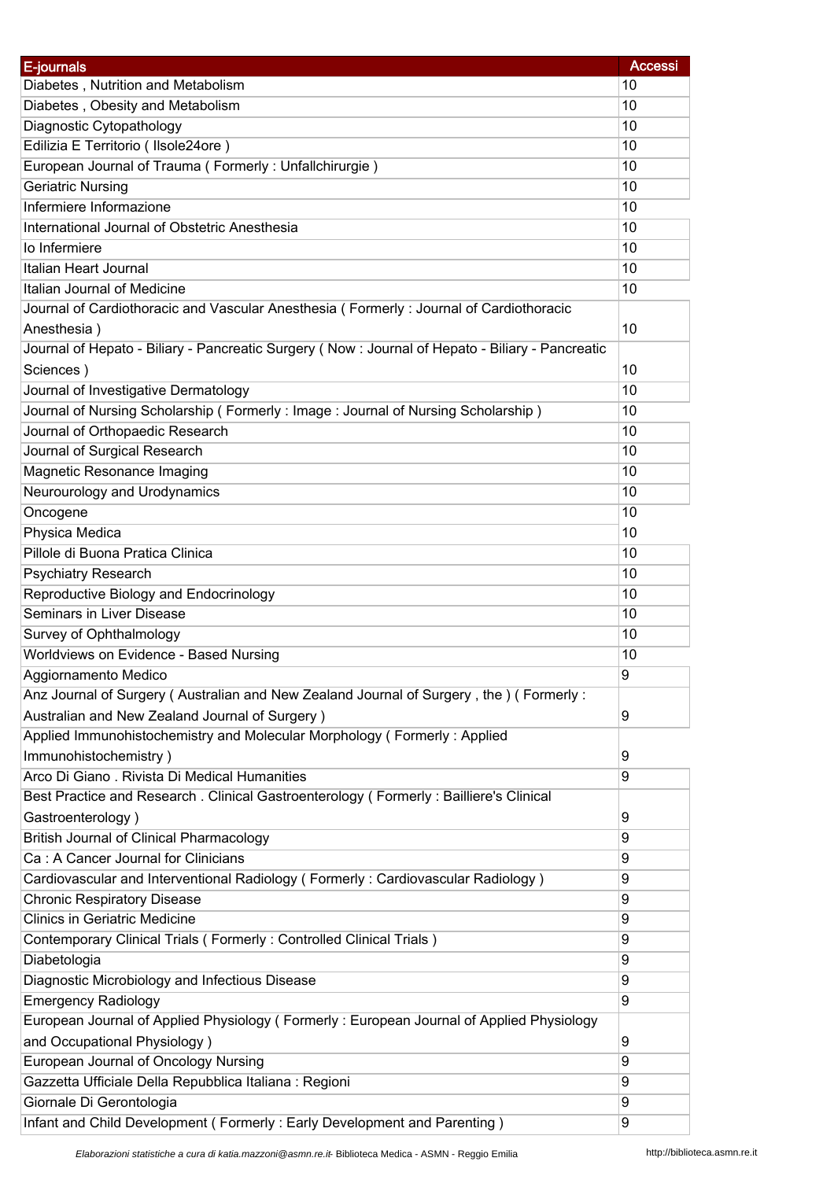| E-journals | Accessi |
| --- | --- |
| Diabetes , Nutrition and Metabolism | 10 |
| Diabetes , Obesity and Metabolism | 10 |
| Diagnostic Cytopathology | 10 |
| Edilizia E Territorio ( Ilsole24ore ) | 10 |
| European Journal of Trauma ( Formerly : Unfallchirurgie ) | 10 |
| Geriatric Nursing | 10 |
| Infermiere Informazione | 10 |
| International Journal of Obstetric Anesthesia | 10 |
| Io Infermiere | 10 |
| Italian Heart Journal | 10 |
| Italian Journal of Medicine | 10 |
| Journal of Cardiothoracic and Vascular Anesthesia ( Formerly : Journal of Cardiothoracic Anesthesia ) | 10 |
| Journal of Hepato - Biliary - Pancreatic Surgery ( Now : Journal of Hepato - Biliary - Pancreatic Sciences ) | 10 |
| Journal of Investigative Dermatology | 10 |
| Journal of Nursing Scholarship ( Formerly : Image : Journal of Nursing Scholarship ) | 10 |
| Journal of Orthopaedic Research | 10 |
| Journal of Surgical Research | 10 |
| Magnetic Resonance Imaging | 10 |
| Neurourology and Urodynamics | 10 |
| Oncogene | 10 |
| Physica Medica | 10 |
| Pillole di Buona Pratica Clinica | 10 |
| Psychiatry Research | 10 |
| Reproductive Biology and Endocrinology | 10 |
| Seminars in Liver Disease | 10 |
| Survey of Ophthalmology | 10 |
| Worldviews on Evidence - Based Nursing | 10 |
| Aggiornamento Medico | 9 |
| Anz Journal of Surgery ( Australian and New Zealand Journal of Surgery , the ) ( Formerly : Australian and New Zealand Journal of Surgery ) | 9 |
| Applied Immunohistochemistry and Molecular Morphology ( Formerly : Applied Immunohistochemistry ) | 9 |
| Arco Di Giano . Rivista Di Medical Humanities | 9 |
| Best Practice and Research . Clinical Gastroenterology ( Formerly : Bailliere's Clinical Gastroenterology ) | 9 |
| British Journal of Clinical Pharmacology | 9 |
| Ca : A Cancer Journal for Clinicians | 9 |
| Cardiovascular and Interventional Radiology ( Formerly : Cardiovascular Radiology ) | 9 |
| Chronic Respiratory Disease | 9 |
| Clinics in Geriatric Medicine | 9 |
| Contemporary Clinical Trials ( Formerly : Controlled Clinical Trials ) | 9 |
| Diabetologia | 9 |
| Diagnostic Microbiology and Infectious Disease | 9 |
| Emergency Radiology | 9 |
| European Journal of Applied Physiology ( Formerly : European Journal of Applied Physiology and Occupational Physiology ) | 9 |
| European Journal of Oncology Nursing | 9 |
| Gazzetta Ufficiale Della Repubblica Italiana : Regioni | 9 |
| Giornale Di Gerontologia | 9 |
| Infant and Child Development ( Formerly : Early Development and Parenting ) | 9 |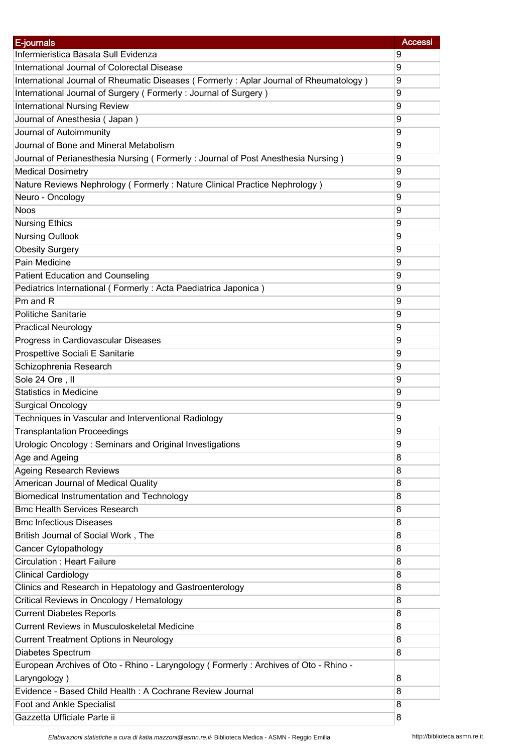| E-journals | Accessi |
| --- | --- |
| Infermieristica Basata Sull Evidenza | 9 |
| International Journal of Colorectal Disease | 9 |
| International Journal of Rheumatic Diseases ( Formerly : Aplar Journal of Rheumatology ) | 9 |
| International Journal of Surgery ( Formerly : Journal of Surgery ) | 9 |
| International Nursing Review | 9 |
| Journal of Anesthesia ( Japan ) | 9 |
| Journal of Autoimmunity | 9 |
| Journal of Bone and Mineral Metabolism | 9 |
| Journal of Perianesthesia Nursing ( Formerly : Journal of Post Anesthesia Nursing ) | 9 |
| Medical Dosimetry | 9 |
| Nature Reviews Nephrology ( Formerly : Nature Clinical Practice Nephrology ) | 9 |
| Neuro - Oncology | 9 |
| Noos | 9 |
| Nursing Ethics | 9 |
| Nursing Outlook | 9 |
| Obesity Surgery | 9 |
| Pain Medicine | 9 |
| Patient Education and Counseling | 9 |
| Pediatrics International ( Formerly : Acta Paediatrica Japonica ) | 9 |
| Pm and R | 9 |
| Politiche Sanitarie | 9 |
| Practical Neurology | 9 |
| Progress in Cardiovascular Diseases | 9 |
| Prospettive Sociali E Sanitarie | 9 |
| Schizophrenia Research | 9 |
| Sole 24 Ore , Il | 9 |
| Statistics in Medicine | 9 |
| Surgical Oncology | 9 |
| Techniques in Vascular and Interventional Radiology | 9 |
| Transplantation Proceedings | 9 |
| Urologic Oncology : Seminars and Original Investigations | 9 |
| Age and Ageing | 8 |
| Ageing Research Reviews | 8 |
| American Journal of Medical Quality | 8 |
| Biomedical Instrumentation and Technology | 8 |
| Bmc Health Services Research | 8 |
| Bmc Infectious Diseases | 8 |
| British Journal of Social Work , The | 8 |
| Cancer Cytopathology | 8 |
| Circulation : Heart Failure | 8 |
| Clinical Cardiology | 8 |
| Clinics and Research in Hepatology and Gastroenterology | 8 |
| Critical Reviews in Oncology / Hematology | 8 |
| Current Diabetes Reports | 8 |
| Current Reviews in Musculoskeletal Medicine | 8 |
| Current Treatment Options in Neurology | 8 |
| Diabetes Spectrum | 8 |
| European Archives of Oto - Rhino - Laryngology ( Formerly : Archives of Oto - Rhino - Laryngology ) | 8 |
| Evidence - Based Child Health : A Cochrane Review Journal | 8 |
| Foot and Ankle Specialist | 8 |
| Gazzetta Ufficiale Parte ii | 8 |

*Elaborazioni statistiche a cura di katia.mazzoni@asmn.re.it*- Biblioteca Medica - ASMN - Reggio Emilia http://biblioteca.asmn.re.it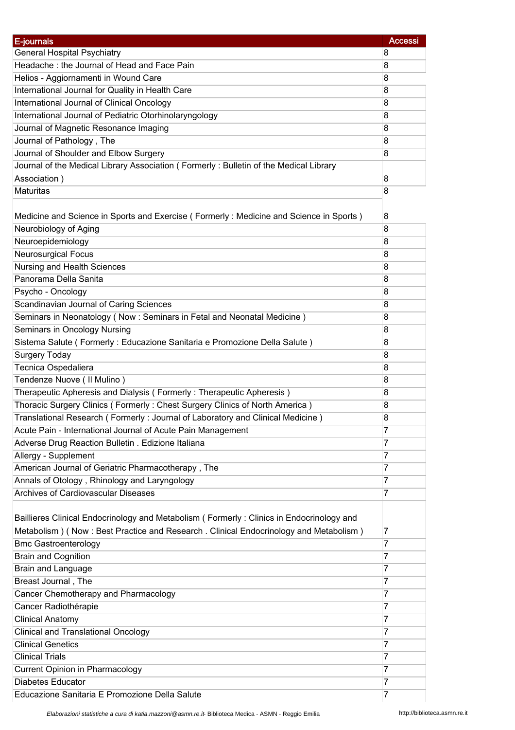| E-journals | Accessi |
|---|---|
| General Hospital Psychiatry | 8 |
| Headache : the Journal of Head and Face Pain | 8 |
| Helios - Aggiornamenti in Wound Care | 8 |
| International Journal for Quality in Health Care | 8 |
| International Journal of Clinical Oncology | 8 |
| International Journal of Pediatric Otorhinolaryngology | 8 |
| Journal of Magnetic Resonance Imaging | 8 |
| Journal of Pathology , The | 8 |
| Journal of Shoulder and Elbow Surgery | 8 |
| Journal of the Medical Library Association ( Formerly : Bulletin of the Medical Library Association ) | 8 |
| Maturitas | 8 |
| Medicine and Science in Sports and Exercise ( Formerly : Medicine and Science in Sports ) | 8 |
| Neurobiology of Aging | 8 |
| Neuroepidemiology | 8 |
| Neurosurgical Focus | 8 |
| Nursing and Health Sciences | 8 |
| Panorama Della Sanita | 8 |
| Psycho - Oncology | 8 |
| Scandinavian Journal of Caring Sciences | 8 |
| Seminars in Neonatology ( Now : Seminars in Fetal and Neonatal Medicine ) | 8 |
| Seminars in Oncology Nursing | 8 |
| Sistema Salute ( Formerly : Educazione Sanitaria e Promozione Della Salute ) | 8 |
| Surgery Today | 8 |
| Tecnica Ospedaliera | 8 |
| Tendenze Nuove ( Il Mulino ) | 8 |
| Therapeutic Apheresis and Dialysis ( Formerly : Therapeutic Apheresis ) | 8 |
| Thoracic Surgery Clinics ( Formerly : Chest Surgery Clinics of North America ) | 8 |
| Translational Research ( Formerly : Journal of Laboratory and Clinical Medicine ) | 8 |
| Acute Pain - International Journal of Acute Pain Management | 7 |
| Adverse Drug Reaction Bulletin . Edizione Italiana | 7 |
| Allergy - Supplement | 7 |
| American Journal of Geriatric Pharmacotherapy , The | 7 |
| Annals of Otology , Rhinology and Laryngology | 7 |
| Archives of Cardiovascular Diseases | 7 |
| Baillieres Clinical Endocrinology and Metabolism ( Formerly : Clinics in Endocrinology and Metabolism ) ( Now : Best Practice and Research . Clinical Endocrinology and Metabolism ) | 7 |
| Bmc Gastroenterology | 7 |
| Brain and Cognition | 7 |
| Brain and Language | 7 |
| Breast Journal , The | 7 |
| Cancer Chemotherapy and Pharmacology | 7 |
| Cancer Radiothérapie | 7 |
| Clinical Anatomy | 7 |
| Clinical and Translational Oncology | 7 |
| Clinical Genetics | 7 |
| Clinical Trials | 7 |
| Current Opinion in Pharmacology | 7 |
| Diabetes Educator | 7 |
| Educazione Sanitaria E Promozione Della Salute | 7 |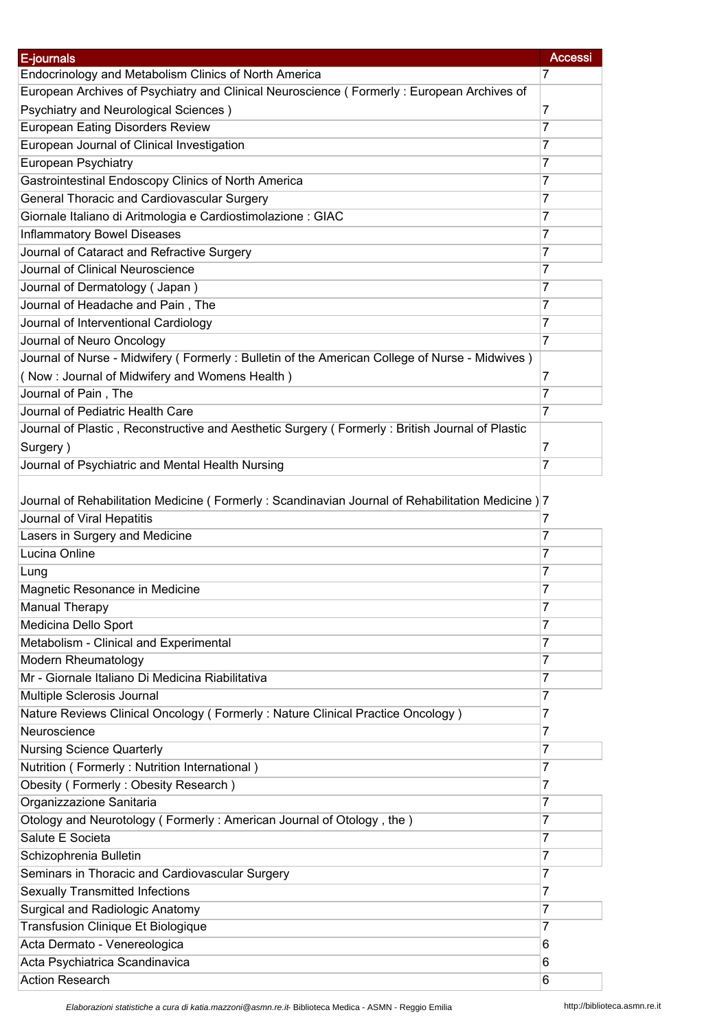| E-journals | Accessi |
|---|---|
| Endocrinology and Metabolism Clinics of North America | 7 |
| European Archives of Psychiatry and Clinical Neuroscience ( Formerly : European Archives of Psychiatry and Neurological Sciences ) | 7 |
| European Eating Disorders Review | 7 |
| European Journal of Clinical Investigation | 7 |
| European Psychiatry | 7 |
| Gastrointestinal Endoscopy Clinics of North America | 7 |
| General Thoracic and Cardiovascular Surgery | 7 |
| Giornale Italiano di Aritmologia e Cardiostimolazione : GIAC | 7 |
| Inflammatory Bowel Diseases | 7 |
| Journal of Cataract and Refractive Surgery | 7 |
| Journal of Clinical Neuroscience | 7 |
| Journal of Dermatology ( Japan ) | 7 |
| Journal of Headache and Pain , The | 7 |
| Journal of Interventional Cardiology | 7 |
| Journal of Neuro Oncology | 7 |
| Journal of Nurse - Midwifery ( Formerly : Bulletin of the American College of Nurse - Midwives ) ( Now : Journal of Midwifery and Womens Health ) | 7 |
| Journal of Pain , The | 7 |
| Journal of Pediatric Health Care | 7 |
| Journal of Plastic , Reconstructive and Aesthetic Surgery ( Formerly : British Journal of Plastic Surgery ) | 7 |
| Journal of Psychiatric and Mental Health Nursing | 7 |
| Journal of Rehabilitation Medicine ( Formerly : Scandinavian Journal of Rehabilitation Medicine ) | 7 |
| Journal of Viral Hepatitis | 7 |
| Lasers in Surgery and Medicine | 7 |
| Lucina Online | 7 |
| Lung | 7 |
| Magnetic Resonance in Medicine | 7 |
| Manual Therapy | 7 |
| Medicina Dello Sport | 7 |
| Metabolism - Clinical and Experimental | 7 |
| Modern Rheumatology | 7 |
| Mr - Giornale Italiano Di Medicina Riabilitativa | 7 |
| Multiple Sclerosis Journal | 7 |
| Nature Reviews Clinical Oncology ( Formerly : Nature Clinical Practice Oncology ) | 7 |
| Neuroscience | 7 |
| Nursing Science Quarterly | 7 |
| Nutrition ( Formerly : Nutrition International ) | 7 |
| Obesity ( Formerly : Obesity Research ) | 7 |
| Organizzazione Sanitaria | 7 |
| Otology and Neurotology ( Formerly : American Journal of Otology , the ) | 7 |
| Salute E Societa | 7 |
| Schizophrenia Bulletin | 7 |
| Seminars in Thoracic and Cardiovascular Surgery | 7 |
| Sexually Transmitted Infections | 7 |
| Surgical and Radiologic Anatomy | 7 |
| Transfusion Clinique Et Biologique | 7 |
| Acta Dermato - Venereologica | 6 |
| Acta Psychiatrica Scandinavica | 6 |
| Action Research | 6 |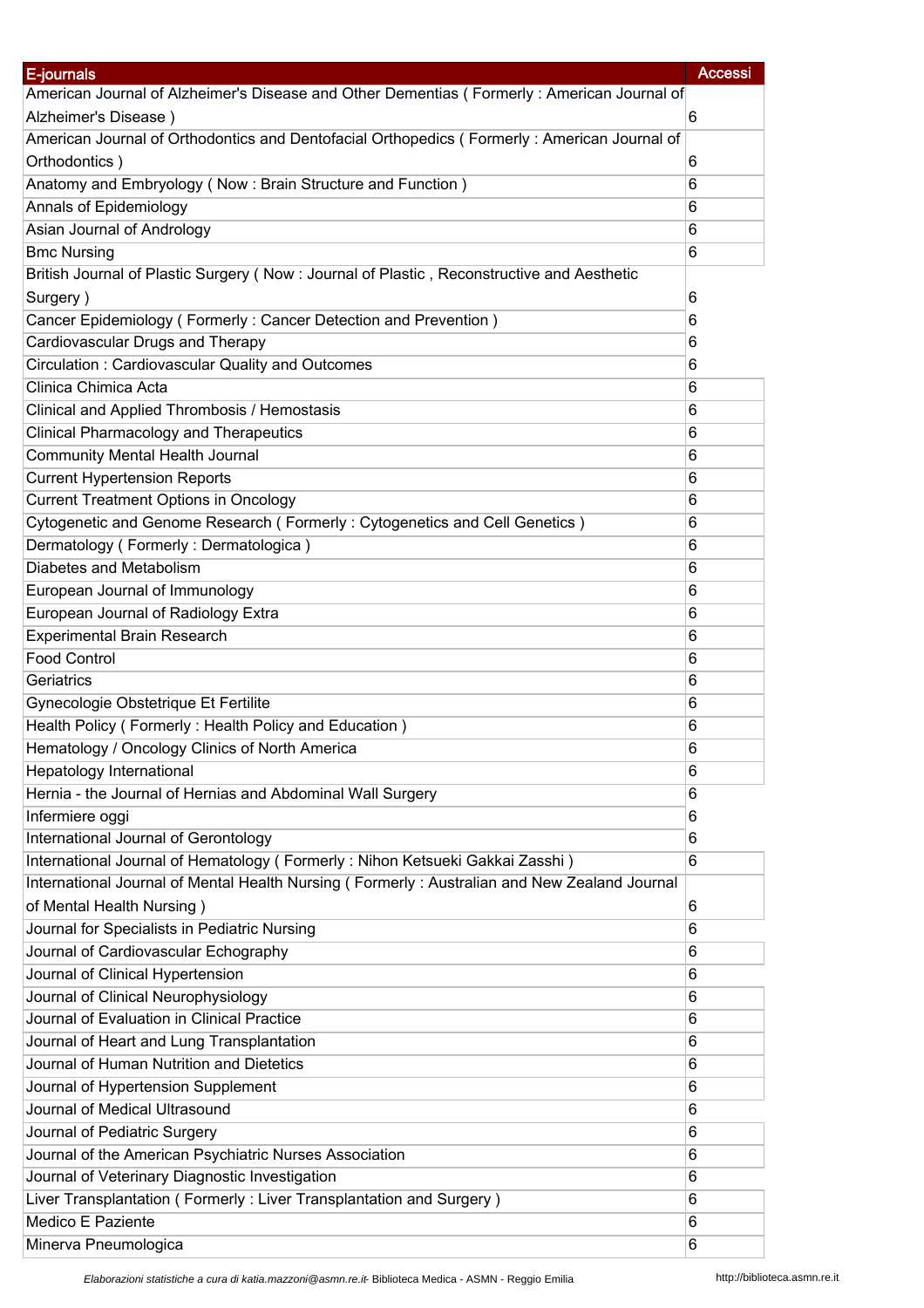| E-journals | Accessi |
|---|---|
| American Journal of Alzheimer's Disease and Other Dementias ( Formerly : American Journal of Alzheimer's Disease ) | 6 |
| American Journal of Orthodontics and Dentofacial Orthopedics ( Formerly : American Journal of Orthodontics ) | 6 |
| Anatomy and Embryology ( Now : Brain Structure and Function ) | 6 |
| Annals of Epidemiology | 6 |
| Asian Journal of Andrology | 6 |
| Bmc Nursing | 6 |
| British Journal of Plastic Surgery ( Now : Journal of Plastic , Reconstructive and Aesthetic Surgery ) | 6 |
| Cancer Epidemiology ( Formerly : Cancer Detection and Prevention ) | 6 |
| Cardiovascular Drugs and Therapy | 6 |
| Circulation : Cardiovascular Quality and Outcomes | 6 |
| Clinica Chimica Acta | 6 |
| Clinical and Applied Thrombosis / Hemostasis | 6 |
| Clinical Pharmacology and Therapeutics | 6 |
| Community Mental Health Journal | 6 |
| Current Hypertension Reports | 6 |
| Current Treatment Options in Oncology | 6 |
| Cytogenetic and Genome Research ( Formerly : Cytogenetics and Cell Genetics ) | 6 |
| Dermatology ( Formerly : Dermatologica ) | 6 |
| Diabetes and Metabolism | 6 |
| European Journal of Immunology | 6 |
| European Journal of Radiology Extra | 6 |
| Experimental Brain Research | 6 |
| Food Control | 6 |
| Geriatrics | 6 |
| Gynecologie Obstetrique Et Fertilite | 6 |
| Health Policy ( Formerly : Health Policy and Education ) | 6 |
| Hematology / Oncology Clinics of North America | 6 |
| Hepatology International | 6 |
| Hernia - the Journal of Hernias and Abdominal Wall Surgery | 6 |
| Infermiere oggi | 6 |
| International Journal of Gerontology | 6 |
| International Journal of Hematology ( Formerly : Nihon Ketsueki Gakkai Zasshi ) | 6 |
| International Journal of Mental Health Nursing ( Formerly : Australian and New Zealand Journal of Mental Health Nursing ) | 6 |
| Journal for Specialists in Pediatric Nursing | 6 |
| Journal of Cardiovascular Echography | 6 |
| Journal of Clinical Hypertension | 6 |
| Journal of Clinical Neurophysiology | 6 |
| Journal of Evaluation in Clinical Practice | 6 |
| Journal of Heart and Lung Transplantation | 6 |
| Journal of Human Nutrition and Dietetics | 6 |
| Journal of Hypertension Supplement | 6 |
| Journal of Medical Ultrasound | 6 |
| Journal of Pediatric Surgery | 6 |
| Journal of the American Psychiatric Nurses Association | 6 |
| Journal of Veterinary Diagnostic Investigation | 6 |
| Liver Transplantation ( Formerly : Liver Transplantation and Surgery ) | 6 |
| Medico E Paziente | 6 |
| Minerva Pneumologica | 6 |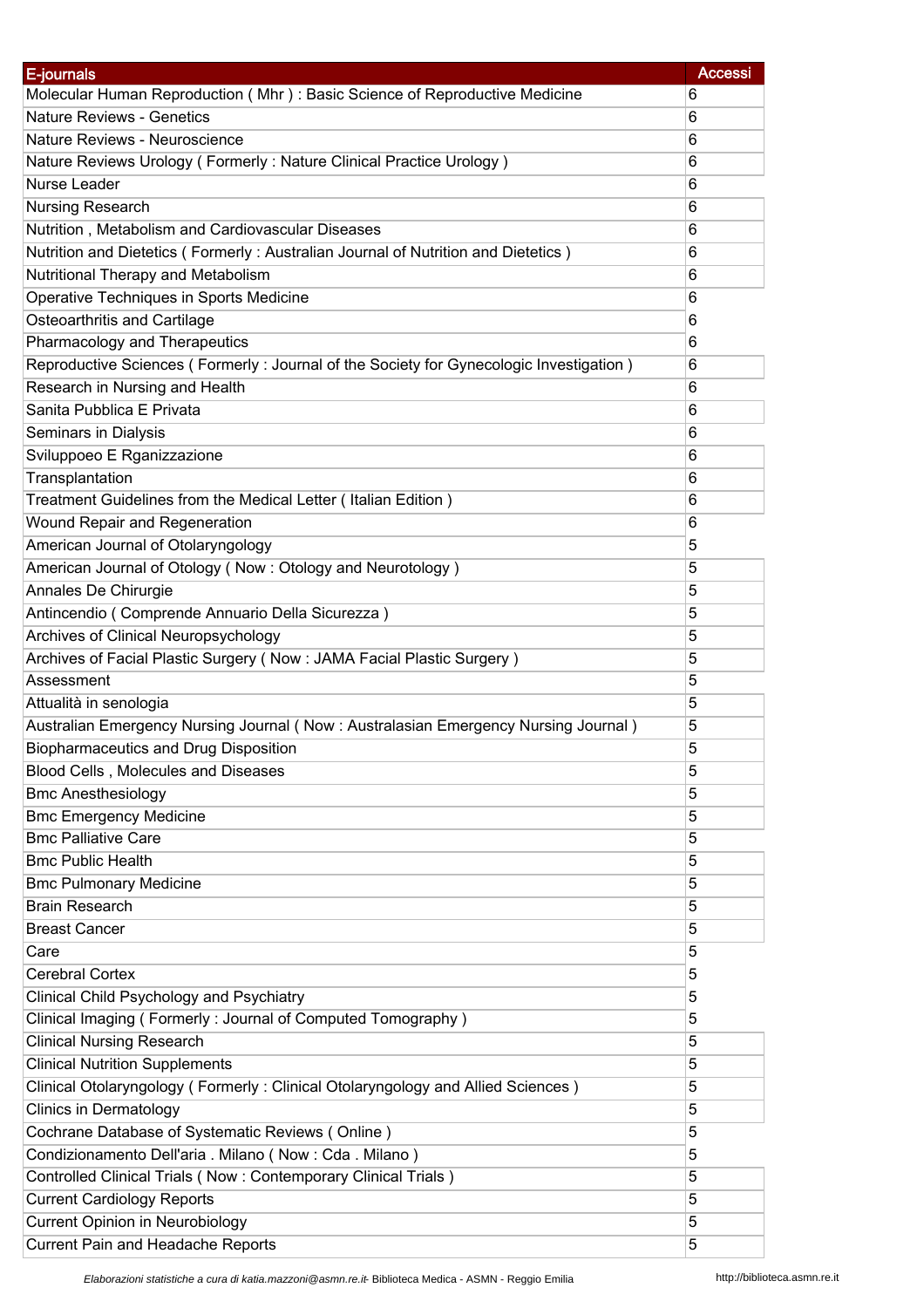| E-journals | Accessi |
| --- | --- |
| Molecular Human Reproduction ( Mhr ) : Basic Science of Reproductive Medicine | 6 |
| Nature Reviews - Genetics | 6 |
| Nature Reviews - Neuroscience | 6 |
| Nature Reviews Urology ( Formerly : Nature Clinical Practice Urology ) | 6 |
| Nurse Leader | 6 |
| Nursing Research | 6 |
| Nutrition , Metabolism and Cardiovascular Diseases | 6 |
| Nutrition and Dietetics ( Formerly : Australian Journal of Nutrition and Dietetics ) | 6 |
| Nutritional Therapy and Metabolism | 6 |
| Operative Techniques in Sports Medicine | 6 |
| Osteoarthritis and Cartilage | 6 |
| Pharmacology and Therapeutics | 6 |
| Reproductive Sciences ( Formerly : Journal of the Society for Gynecologic Investigation ) | 6 |
| Research in Nursing and Health | 6 |
| Sanita Pubblica E Privata | 6 |
| Seminars in Dialysis | 6 |
| Sviluppoeo E Rganizzazione | 6 |
| Transplantation | 6 |
| Treatment Guidelines from the Medical Letter ( Italian Edition ) | 6 |
| Wound Repair and Regeneration | 6 |
| American Journal of Otolaryngology | 5 |
| American Journal of Otology ( Now : Otology and Neurotology ) | 5 |
| Annales De Chirurgie | 5 |
| Antincendio ( Comprende Annuario Della Sicurezza ) | 5 |
| Archives of Clinical Neuropsychology | 5 |
| Archives of Facial Plastic Surgery ( Now : JAMA Facial Plastic Surgery ) | 5 |
| Assessment | 5 |
| Attualità in senologia | 5 |
| Australian Emergency Nursing Journal ( Now : Australasian Emergency Nursing Journal ) | 5 |
| Biopharmaceutics and Drug Disposition | 5 |
| Blood Cells , Molecules and Diseases | 5 |
| Bmc Anesthesiology | 5 |
| Bmc Emergency Medicine | 5 |
| Bmc Palliative Care | 5 |
| Bmc Public Health | 5 |
| Bmc Pulmonary Medicine | 5 |
| Brain Research | 5 |
| Breast Cancer | 5 |
| Care | 5 |
| Cerebral Cortex | 5 |
| Clinical Child Psychology and Psychiatry | 5 |
| Clinical Imaging ( Formerly : Journal of Computed Tomography ) | 5 |
| Clinical Nursing Research | 5 |
| Clinical Nutrition Supplements | 5 |
| Clinical Otolaryngology ( Formerly : Clinical Otolaryngology and Allied Sciences ) | 5 |
| Clinics in Dermatology | 5 |
| Cochrane Database of Systematic Reviews ( Online ) | 5 |
| Condizionamento Dell'aria . Milano ( Now : Cda . Milano ) | 5 |
| Controlled Clinical Trials ( Now : Contemporary Clinical Trials ) | 5 |
| Current Cardiology Reports | 5 |
| Current Opinion in Neurobiology | 5 |
| Current Pain and Headache Reports | 5 |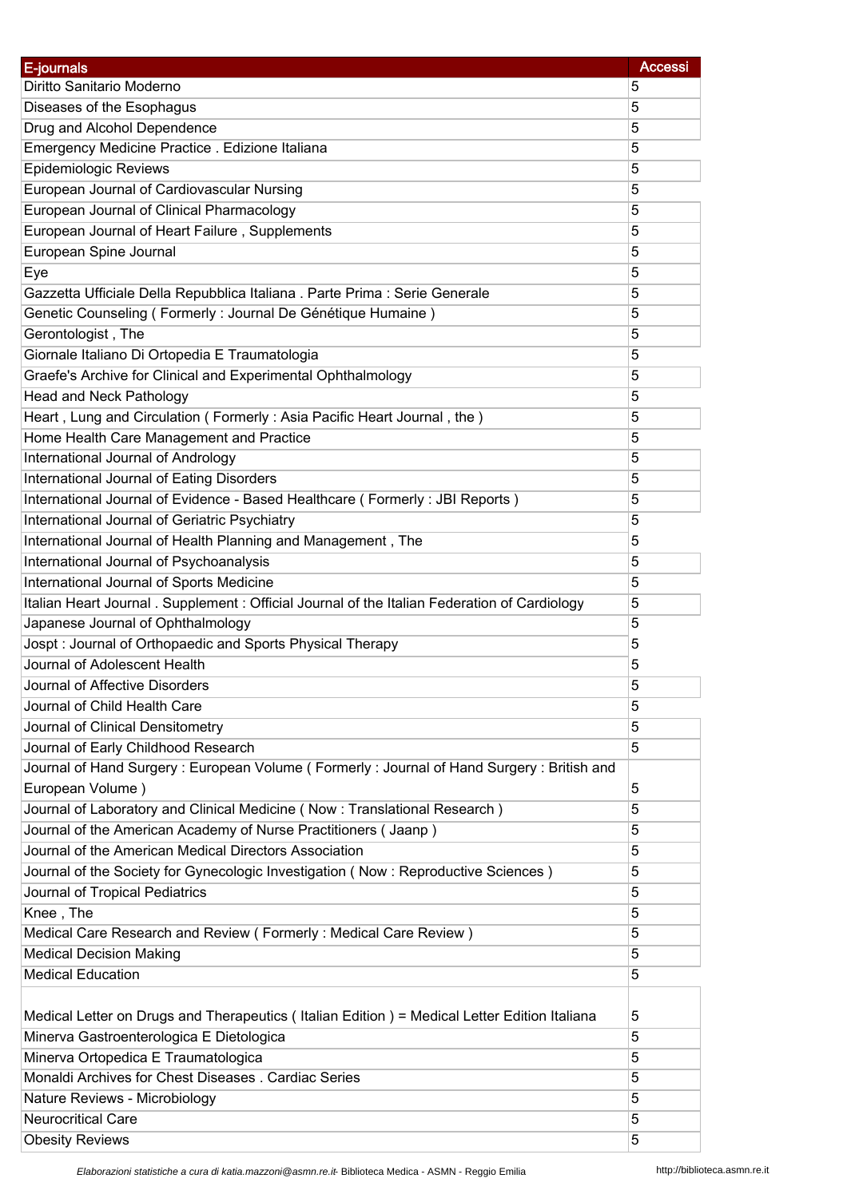| E-journals | Accessi |
| --- | --- |
| Diritto Sanitario Moderno | 5 |
| Diseases of the Esophagus | 5 |
| Drug and Alcohol Dependence | 5 |
| Emergency Medicine Practice . Edizione Italiana | 5 |
| Epidemiologic Reviews | 5 |
| European Journal of Cardiovascular Nursing | 5 |
| European Journal of Clinical Pharmacology | 5 |
| European Journal of Heart Failure , Supplements | 5 |
| European Spine Journal | 5 |
| Eye | 5 |
| Gazzetta Ufficiale Della Repubblica Italiana . Parte Prima : Serie Generale | 5 |
| Genetic Counseling ( Formerly : Journal De Génétique Humaine ) | 5 |
| Gerontologist , The | 5 |
| Giornale Italiano Di Ortopedia E Traumatologia | 5 |
| Graefe's Archive for Clinical and Experimental Ophthalmology | 5 |
| Head and Neck Pathology | 5 |
| Heart , Lung and Circulation ( Formerly : Asia Pacific Heart Journal , the ) | 5 |
| Home Health Care Management and Practice | 5 |
| International Journal of Andrology | 5 |
| International Journal of Eating Disorders | 5 |
| International Journal of Evidence - Based Healthcare ( Formerly : JBI Reports ) | 5 |
| International Journal of Geriatric Psychiatry | 5 |
| International Journal of Health Planning and Management , The | 5 |
| International Journal of Psychoanalysis | 5 |
| International Journal of Sports Medicine | 5 |
| Italian Heart Journal . Supplement : Official Journal of the Italian Federation of Cardiology | 5 |
| Japanese Journal of Ophthalmology | 5 |
| Jospt : Journal of Orthopaedic and Sports Physical Therapy | 5 |
| Journal of Adolescent Health | 5 |
| Journal of Affective Disorders | 5 |
| Journal of Child Health Care | 5 |
| Journal of Clinical Densitometry | 5 |
| Journal of Early Childhood Research | 5 |
| Journal of Hand Surgery : European Volume ( Formerly : Journal of Hand Surgery : British and European Volume ) | 5 |
| Journal of Laboratory and Clinical Medicine ( Now : Translational Research ) | 5 |
| Journal of the American Academy of Nurse Practitioners ( Jaanp ) | 5 |
| Journal of the American Medical Directors Association | 5 |
| Journal of the Society for Gynecologic Investigation ( Now : Reproductive Sciences ) | 5 |
| Journal of Tropical Pediatrics | 5 |
| Knee , The | 5 |
| Medical Care Research and Review ( Formerly : Medical Care Review ) | 5 |
| Medical Decision Making | 5 |
| Medical Education | 5 |
| Medical Letter on Drugs and Therapeutics ( Italian Edition ) = Medical Letter Edition Italiana | 5 |
| Minerva Gastroenterologica E Dietologica | 5 |
| Minerva Ortopedica E Traumatologica | 5 |
| Monaldi Archives for Chest Diseases . Cardiac Series | 5 |
| Nature Reviews - Microbiology | 5 |
| Neurocritical Care | 5 |
| Obesity Reviews | 5 |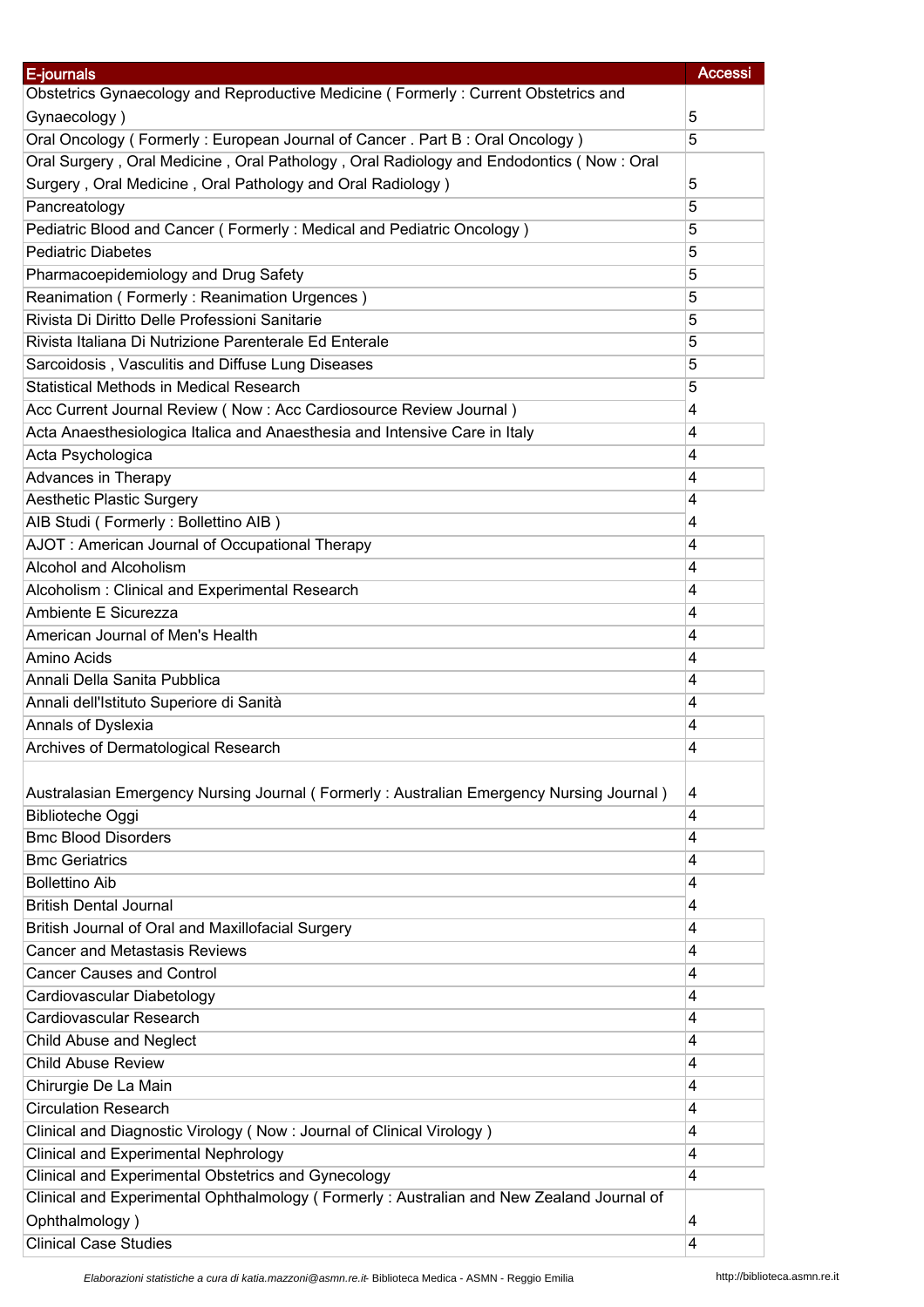| E-journals | Accessi |
| --- | --- |
| Obstetrics Gynaecology and Reproductive Medicine ( Formerly : Current Obstetrics and Gynaecology ) | 5 |
| Oral Oncology ( Formerly : European Journal of Cancer . Part B : Oral Oncology ) | 5 |
| Oral Surgery , Oral Medicine , Oral Pathology , Oral Radiology and Endodontics ( Now : Oral Surgery , Oral Medicine , Oral Pathology and Oral Radiology ) | 5 |
| Pancreatology | 5 |
| Pediatric Blood and Cancer ( Formerly : Medical and Pediatric Oncology ) | 5 |
| Pediatric Diabetes | 5 |
| Pharmacoepidemiology and Drug Safety | 5 |
| Reanimation ( Formerly : Reanimation Urgences ) | 5 |
| Rivista Di Diritto Delle Professioni Sanitarie | 5 |
| Rivista Italiana Di Nutrizione Parenterale Ed Enterale | 5 |
| Sarcoidosis , Vasculitis and Diffuse Lung Diseases | 5 |
| Statistical Methods in Medical Research | 5 |
| Acc Current Journal Review ( Now : Acc Cardiosource Review Journal ) | 4 |
| Acta Anaesthesiologica Italica and Anaesthesia and Intensive Care in Italy | 4 |
| Acta Psychologica | 4 |
| Advances in Therapy | 4 |
| Aesthetic Plastic Surgery | 4 |
| AIB Studi ( Formerly : Bollettino AIB ) | 4 |
| AJOT : American Journal of Occupational Therapy | 4 |
| Alcohol and Alcoholism | 4 |
| Alcoholism : Clinical and Experimental Research | 4 |
| Ambiente E Sicurezza | 4 |
| American Journal of Men's Health | 4 |
| Amino Acids | 4 |
| Annali Della Sanita Pubblica | 4 |
| Annali dell'Istituto Superiore di Sanità | 4 |
| Annals of Dyslexia | 4 |
| Archives of Dermatological Research | 4 |
| Australasian Emergency Nursing Journal ( Formerly : Australian Emergency Nursing Journal ) | 4 |
| Biblioteche Oggi | 4 |
| Bmc Blood Disorders | 4 |
| Bmc Geriatrics | 4 |
| Bollettino Aib | 4 |
| British Dental Journal | 4 |
| British Journal of Oral and Maxillofacial Surgery | 4 |
| Cancer and Metastasis Reviews | 4 |
| Cancer Causes and Control | 4 |
| Cardiovascular Diabetology | 4 |
| Cardiovascular Research | 4 |
| Child Abuse and Neglect | 4 |
| Child Abuse Review | 4 |
| Chirurgie De La Main | 4 |
| Circulation Research | 4 |
| Clinical and Diagnostic Virology ( Now : Journal of Clinical Virology ) | 4 |
| Clinical and Experimental Nephrology | 4 |
| Clinical and Experimental Obstetrics and Gynecology | 4 |
| Clinical and Experimental Ophthalmology ( Formerly : Australian and New Zealand Journal of Ophthalmology ) | 4 |
| Clinical Case Studies | 4 |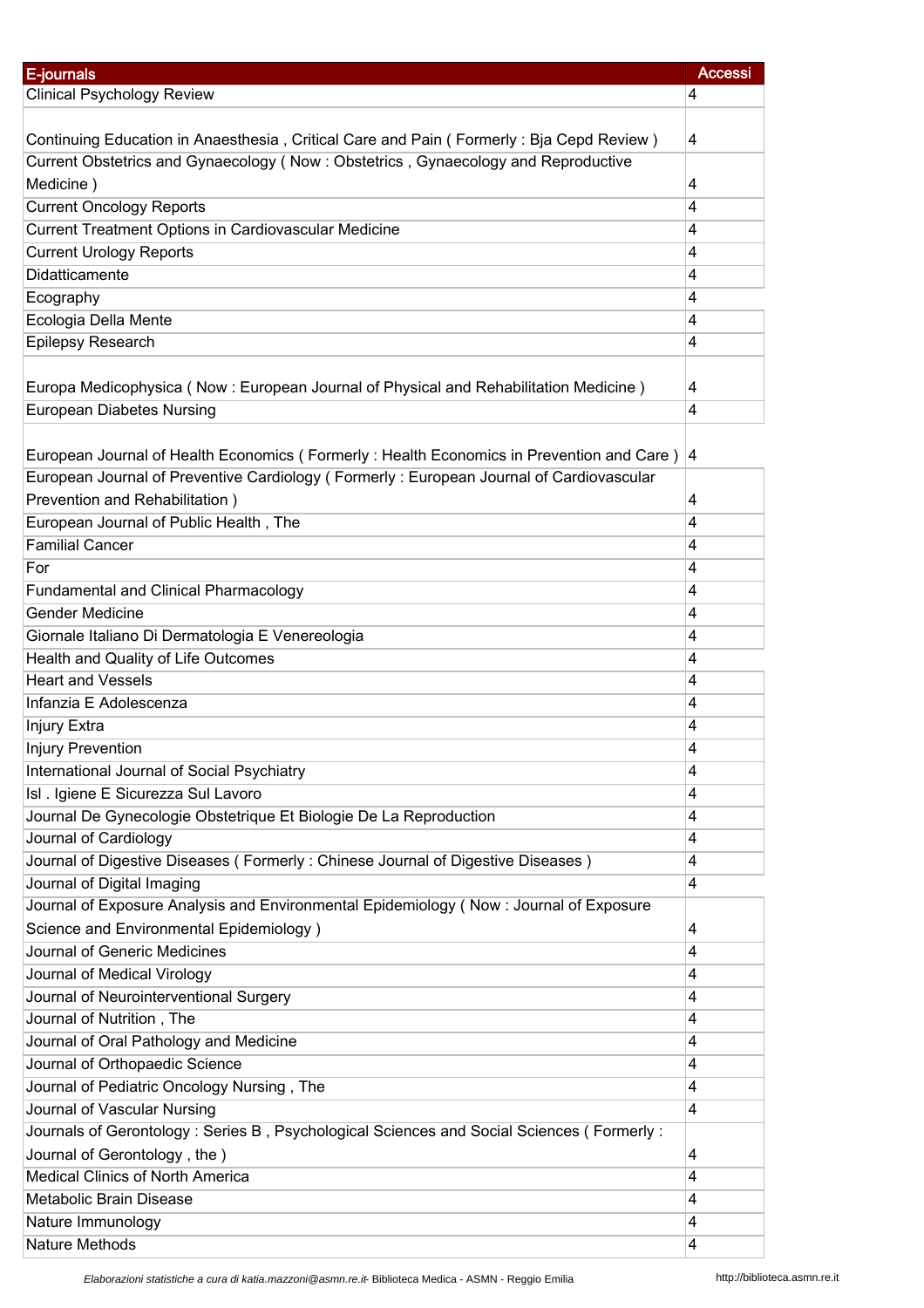| E-journals | Accessi |
|---|---|
| Clinical Psychology Review | 4 |
| Continuing Education in Anaesthesia , Critical Care and Pain ( Formerly : Bja Cepd Review ) | 4 |
| Current Obstetrics and Gynaecology ( Now : Obstetrics , Gynaecology and Reproductive Medicine ) | 4 |
| Current Oncology Reports | 4 |
| Current Treatment Options in Cardiovascular Medicine | 4 |
| Current Urology Reports | 4 |
| Didatticamente | 4 |
| Ecography | 4 |
| Ecologia Della Mente | 4 |
| Epilepsy Research | 4 |
| Europa Medicophysica ( Now : European Journal of Physical and Rehabilitation Medicine ) | 4 |
| European Diabetes Nursing | 4 |
| European Journal of Health Economics ( Formerly : Health Economics in Prevention and Care ) | 4 |
| European Journal of Preventive Cardiology ( Formerly : European Journal of Cardiovascular Prevention and Rehabilitation ) | 4 |
| European Journal of Public Health , The | 4 |
| Familial Cancer | 4 |
| For | 4 |
| Fundamental and Clinical Pharmacology | 4 |
| Gender Medicine | 4 |
| Giornale Italiano Di Dermatologia E Venereologia | 4 |
| Health and Quality of Life Outcomes | 4 |
| Heart and Vessels | 4 |
| Infanzia E Adolescenza | 4 |
| Injury Extra | 4 |
| Injury Prevention | 4 |
| International Journal of Social Psychiatry | 4 |
| Isl . Igiene E Sicurezza Sul Lavoro | 4 |
| Journal De Gynecologie Obstetrique Et Biologie De La Reproduction | 4 |
| Journal of Cardiology | 4 |
| Journal of Digestive Diseases ( Formerly : Chinese Journal of Digestive Diseases ) | 4 |
| Journal of Digital Imaging | 4 |
| Journal of Exposure Analysis and Environmental Epidemiology ( Now : Journal of Exposure Science and Environmental Epidemiology ) | 4 |
| Journal of Generic Medicines | 4 |
| Journal of Medical Virology | 4 |
| Journal of Neurointerventional Surgery | 4 |
| Journal of Nutrition , The | 4 |
| Journal of Oral Pathology and Medicine | 4 |
| Journal of Orthopaedic Science | 4 |
| Journal of Pediatric Oncology Nursing , The | 4 |
| Journal of Vascular Nursing | 4 |
| Journals of Gerontology : Series B , Psychological Sciences and Social Sciences ( Formerly : Journal of Gerontology , the ) | 4 |
| Medical Clinics of North America | 4 |
| Metabolic Brain Disease | 4 |
| Nature Immunology | 4 |
| Nature Methods | 4 |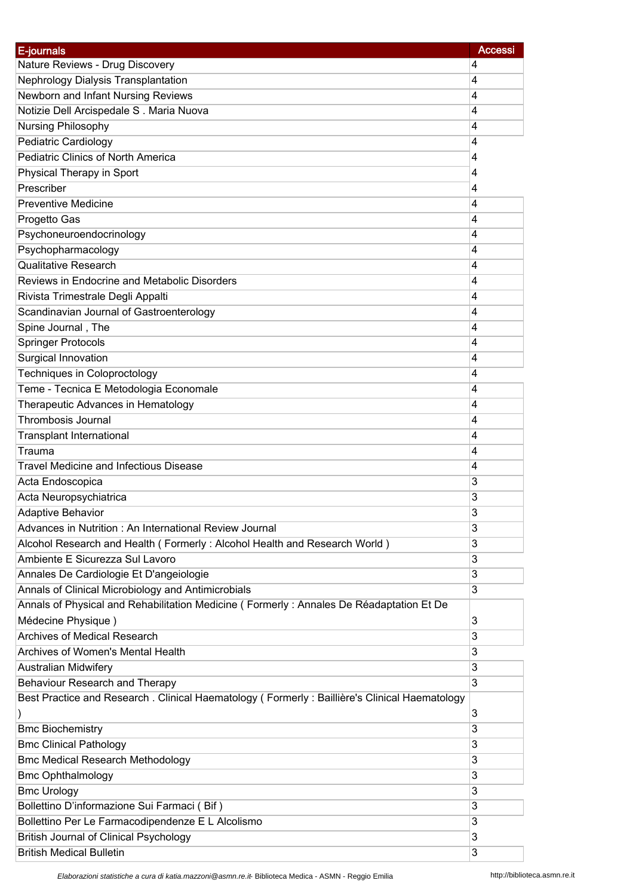| E-journals | Accessi |
| --- | --- |
| Nature Reviews - Drug Discovery | 4 |
| Nephrology Dialysis Transplantation | 4 |
| Newborn and Infant Nursing Reviews | 4 |
| Notizie Dell Arcispedale S . Maria Nuova | 4 |
| Nursing Philosophy | 4 |
| Pediatric Cardiology | 4 |
| Pediatric Clinics of North America | 4 |
| Physical Therapy in Sport | 4 |
| Prescriber | 4 |
| Preventive Medicine | 4 |
| Progetto Gas | 4 |
| Psychoneuroendocrinology | 4 |
| Psychopharmacology | 4 |
| Qualitative Research | 4 |
| Reviews in Endocrine and Metabolic Disorders | 4 |
| Rivista Trimestrale Degli Appalti | 4 |
| Scandinavian Journal of Gastroenterology | 4 |
| Spine Journal , The | 4 |
| Springer Protocols | 4 |
| Surgical Innovation | 4 |
| Techniques in Coloproctology | 4 |
| Teme - Tecnica E Metodologia Economale | 4 |
| Therapeutic Advances in Hematology | 4 |
| Thrombosis Journal | 4 |
| Transplant International | 4 |
| Trauma | 4 |
| Travel Medicine and Infectious Disease | 4 |
| Acta Endoscopica | 3 |
| Acta Neuropsychiatrica | 3 |
| Adaptive Behavior | 3 |
| Advances in Nutrition : An International Review Journal | 3 |
| Alcohol Research and Health ( Formerly : Alcohol Health and Research World ) | 3 |
| Ambiente E Sicurezza Sul Lavoro | 3 |
| Annales De Cardiologie Et D'angeiologie | 3 |
| Annals of Clinical Microbiology and Antimicrobials | 3 |
| Annals of Physical and Rehabilitation Medicine ( Formerly : Annales De Réadaptation Et De Médecine Physique ) | 3 |
| Archives of Medical Research | 3 |
| Archives of Women's Mental Health | 3 |
| Australian Midwifery | 3 |
| Behaviour Research and Therapy | 3 |
| Best Practice and Research . Clinical Haematology ( Formerly : Baillière's Clinical Haematology ) | 3 |
| Bmc Biochemistry | 3 |
| Bmc Clinical Pathology | 3 |
| Bmc Medical Research Methodology | 3 |
| Bmc Ophthalmology | 3 |
| Bmc Urology | 3 |
| Bollettino D'informazione Sui Farmaci ( Bif ) | 3 |
| Bollettino Per Le Farmacodipendenze E L Alcolismo | 3 |
| British Journal of Clinical Psychology | 3 |
| British Medical Bulletin | 3 |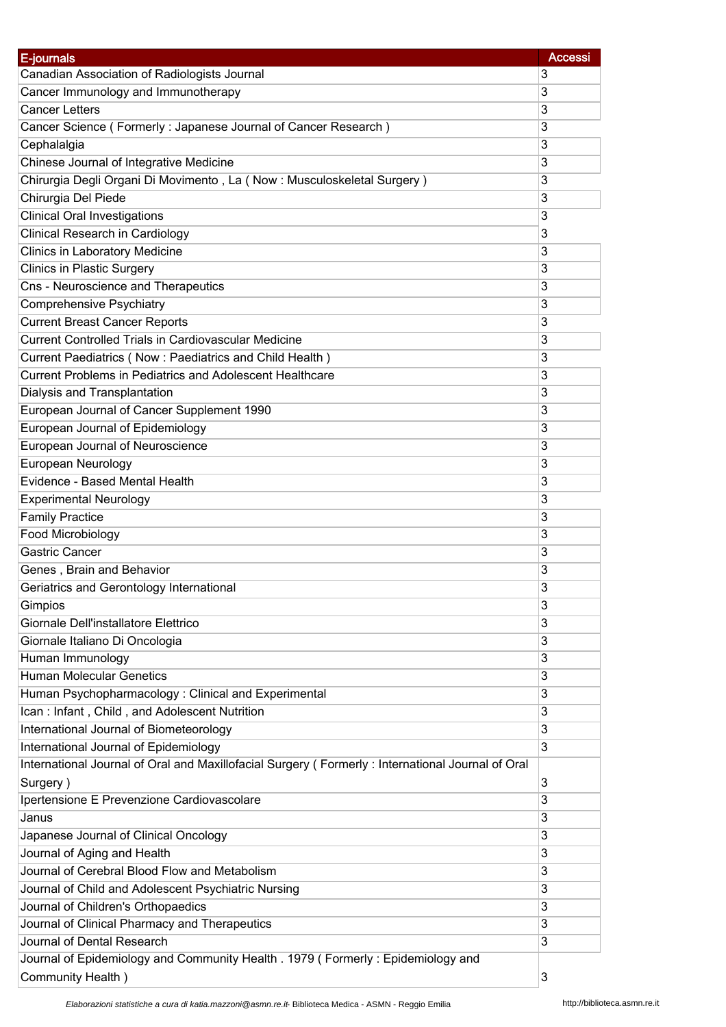| E-journals | Accessi |
| --- | --- |
| Canadian Association of Radiologists Journal | 3 |
| Cancer Immunology and Immunotherapy | 3 |
| Cancer Letters | 3 |
| Cancer Science ( Formerly : Japanese Journal of Cancer Research ) | 3 |
| Cephalalgia | 3 |
| Chinese Journal of Integrative Medicine | 3 |
| Chirurgia Degli Organi Di Movimento , La ( Now : Musculoskeletal Surgery ) | 3 |
| Chirurgia Del Piede | 3 |
| Clinical Oral Investigations | 3 |
| Clinical Research in Cardiology | 3 |
| Clinics in Laboratory Medicine | 3 |
| Clinics in Plastic Surgery | 3 |
| Cns - Neuroscience and Therapeutics | 3 |
| Comprehensive Psychiatry | 3 |
| Current Breast Cancer Reports | 3 |
| Current Controlled Trials in Cardiovascular Medicine | 3 |
| Current Paediatrics ( Now : Paediatrics and Child Health ) | 3 |
| Current Problems in Pediatrics and Adolescent Healthcare | 3 |
| Dialysis and Transplantation | 3 |
| European Journal of Cancer Supplement 1990 | 3 |
| European Journal of Epidemiology | 3 |
| European Journal of Neuroscience | 3 |
| European Neurology | 3 |
| Evidence - Based Mental Health | 3 |
| Experimental Neurology | 3 |
| Family Practice | 3 |
| Food Microbiology | 3 |
| Gastric Cancer | 3 |
| Genes , Brain and Behavior | 3 |
| Geriatrics and Gerontology International | 3 |
| Gimpios | 3 |
| Giornale Dell'installatore Elettrico | 3 |
| Giornale Italiano Di Oncologia | 3 |
| Human Immunology | 3 |
| Human Molecular Genetics | 3 |
| Human Psychopharmacology : Clinical and Experimental | 3 |
| Ican : Infant , Child , and Adolescent Nutrition | 3 |
| International Journal of Biometeorology | 3 |
| International Journal of Epidemiology | 3 |
| International Journal of Oral and Maxillofacial Surgery ( Formerly : International Journal of Oral Surgery ) | 3 |
| Ipertensione E Prevenzione Cardiovascolare | 3 |
| Janus | 3 |
| Japanese Journal of Clinical Oncology | 3 |
| Journal of Aging and Health | 3 |
| Journal of Cerebral Blood Flow and Metabolism | 3 |
| Journal of Child and Adolescent Psychiatric Nursing | 3 |
| Journal of Children's Orthopaedics | 3 |
| Journal of Clinical Pharmacy and Therapeutics | 3 |
| Journal of Dental Research | 3 |
| Journal of Epidemiology and Community Health . 1979 ( Formerly : Epidemiology and Community Health ) | 3 |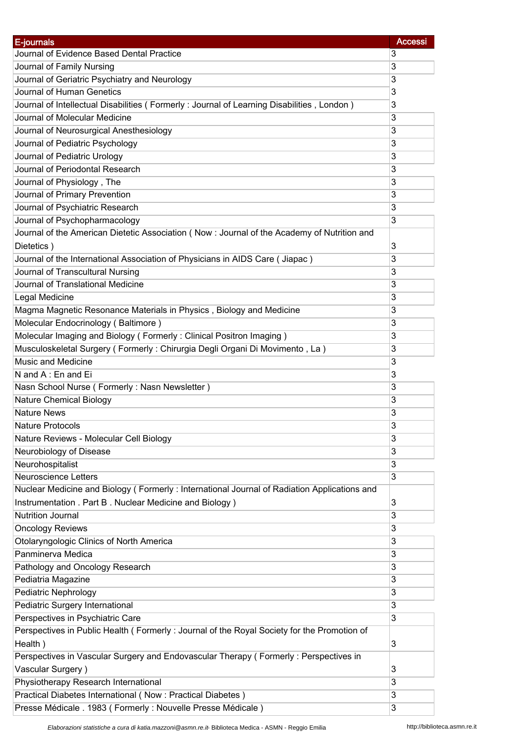| E-journals | Accessi |
| --- | --- |
| Journal of Evidence Based Dental Practice | 3 |
| Journal of Family Nursing | 3 |
| Journal of Geriatric Psychiatry and Neurology | 3 |
| Journal of Human Genetics | 3 |
| Journal of Intellectual Disabilities ( Formerly : Journal of Learning Disabilities , London ) | 3 |
| Journal of Molecular Medicine | 3 |
| Journal of Neurosurgical Anesthesiology | 3 |
| Journal of Pediatric Psychology | 3 |
| Journal of Pediatric Urology | 3 |
| Journal of Periodontal Research | 3 |
| Journal of Physiology , The | 3 |
| Journal of Primary Prevention | 3 |
| Journal of Psychiatric Research | 3 |
| Journal of Psychopharmacology | 3 |
| Journal of the American Dietetic Association ( Now : Journal of the Academy of Nutrition and Dietetics ) | 3 |
| Journal of the International Association of Physicians in AIDS Care ( Jiapac ) | 3 |
| Journal of Transcultural Nursing | 3 |
| Journal of Translational Medicine | 3 |
| Legal Medicine | 3 |
| Magma Magnetic Resonance Materials in Physics , Biology and Medicine | 3 |
| Molecular Endocrinology ( Baltimore ) | 3 |
| Molecular Imaging and Biology ( Formerly : Clinical Positron Imaging ) | 3 |
| Musculoskeletal Surgery ( Formerly : Chirurgia Degli Organi Di Movimento , La ) | 3 |
| Music and Medicine | 3 |
| N and A : En and Ei | 3 |
| Nasn School Nurse ( Formerly : Nasn Newsletter ) | 3 |
| Nature Chemical Biology | 3 |
| Nature News | 3 |
| Nature Protocols | 3 |
| Nature Reviews - Molecular Cell Biology | 3 |
| Neurobiology of Disease | 3 |
| Neurohospitalist | 3 |
| Neuroscience Letters | 3 |
| Nuclear Medicine and Biology ( Formerly : International Journal of Radiation Applications and Instrumentation . Part B . Nuclear Medicine and Biology ) | 3 |
| Nutrition Journal | 3 |
| Oncology Reviews | 3 |
| Otolaryngologic Clinics of North America | 3 |
| Panminerva Medica | 3 |
| Pathology and Oncology Research | 3 |
| Pediatria Magazine | 3 |
| Pediatric Nephrology | 3 |
| Pediatric Surgery International | 3 |
| Perspectives in Psychiatric Care | 3 |
| Perspectives in Public Health ( Formerly : Journal of the Royal Society for the Promotion of Health ) | 3 |
| Perspectives in Vascular Surgery and Endovascular Therapy ( Formerly : Perspectives in Vascular Surgery ) | 3 |
| Physiotherapy Research International | 3 |
| Practical Diabetes International ( Now : Practical Diabetes ) | 3 |
| Presse Médicale . 1983 ( Formerly : Nouvelle Presse Médicale ) | 3 |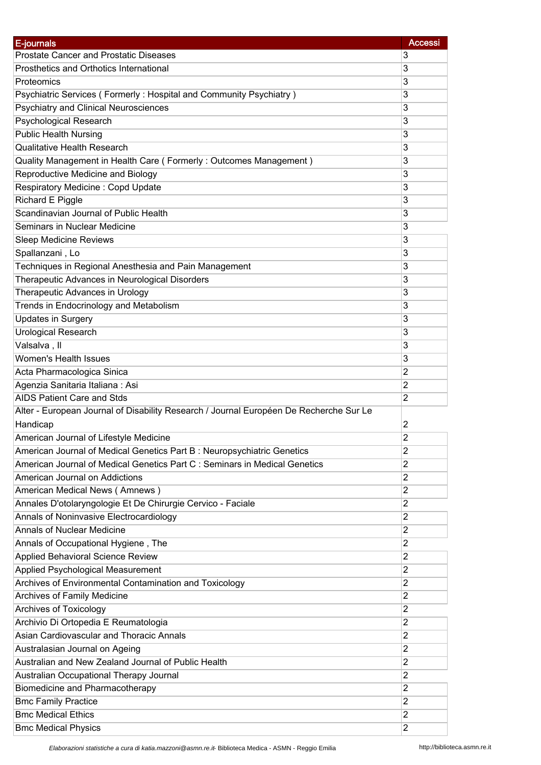| E-journals | Accessi |
|---|---|
| Prostate Cancer and Prostatic Diseases | 3 |
| Prosthetics and Orthotics International | 3 |
| Proteomics | 3 |
| Psychiatric Services ( Formerly : Hospital and Community Psychiatry ) | 3 |
| Psychiatry and Clinical Neurosciences | 3 |
| Psychological Research | 3 |
| Public Health Nursing | 3 |
| Qualitative Health Research | 3 |
| Quality Management in Health Care ( Formerly : Outcomes Management ) | 3 |
| Reproductive Medicine and Biology | 3 |
| Respiratory Medicine : Copd Update | 3 |
| Richard E Piggle | 3 |
| Scandinavian Journal of Public Health | 3 |
| Seminars in Nuclear Medicine | 3 |
| Sleep Medicine Reviews | 3 |
| Spallanzani , Lo | 3 |
| Techniques in Regional Anesthesia and Pain Management | 3 |
| Therapeutic Advances in Neurological Disorders | 3 |
| Therapeutic Advances in Urology | 3 |
| Trends in Endocrinology and Metabolism | 3 |
| Updates in Surgery | 3 |
| Urological Research | 3 |
| Valsalva , Il | 3 |
| Women's Health Issues | 3 |
| Acta Pharmacologica Sinica | 2 |
| Agenzia Sanitaria Italiana : Asi | 2 |
| AIDS Patient Care and Stds | 2 |
| Alter - European Journal of Disability Research / Journal Européen De Recherche Sur Le Handicap | 2 |
| American Journal of Lifestyle Medicine | 2 |
| American Journal of Medical Genetics Part B : Neuropsychiatric Genetics | 2 |
| American Journal of Medical Genetics Part C : Seminars in Medical Genetics | 2 |
| American Journal on Addictions | 2 |
| American Medical News ( Amnews ) | 2 |
| Annales D'otolaryngologie Et De Chirurgie Cervico - Faciale | 2 |
| Annals of Noninvasive Electrocardiology | 2 |
| Annals of Nuclear Medicine | 2 |
| Annals of Occupational Hygiene , The | 2 |
| Applied Behavioral Science Review | 2 |
| Applied Psychological Measurement | 2 |
| Archives of Environmental Contamination and Toxicology | 2 |
| Archives of Family Medicine | 2 |
| Archives of Toxicology | 2 |
| Archivio Di Ortopedia E Reumatologia | 2 |
| Asian Cardiovascular and Thoracic Annals | 2 |
| Australasian Journal on Ageing | 2 |
| Australian and New Zealand Journal of Public Health | 2 |
| Australian Occupational Therapy Journal | 2 |
| Biomedicine and Pharmacotherapy | 2 |
| Bmc Family Practice | 2 |
| Bmc Medical Ethics | 2 |
| Bmc Medical Physics | 2 |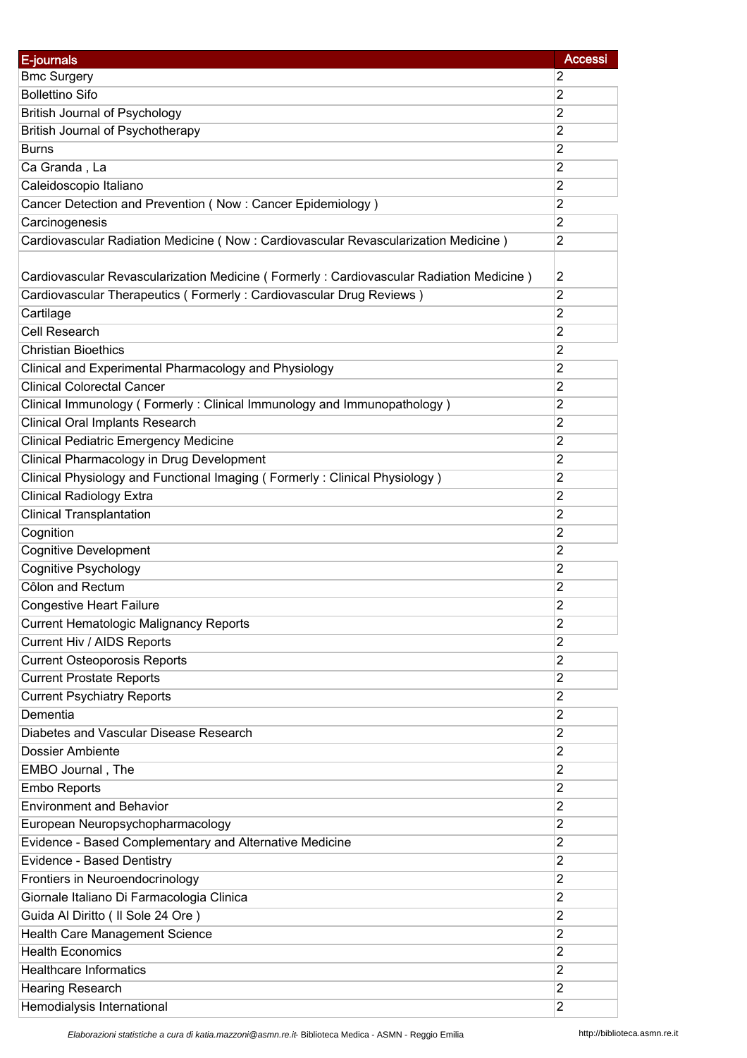| E-journals | Accessi |
|---|---|
| Bmc Surgery | 2 |
| Bollettino Sifo | 2 |
| British Journal of Psychology | 2 |
| British Journal of Psychotherapy | 2 |
| Burns | 2 |
| Ca Granda , La | 2 |
| Caleidoscopio Italiano | 2 |
| Cancer Detection and Prevention ( Now : Cancer Epidemiology ) | 2 |
| Carcinogenesis | 2 |
| Cardiovascular Radiation Medicine ( Now : Cardiovascular Revascularization Medicine ) | 2 |
| Cardiovascular Revascularization Medicine ( Formerly : Cardiovascular Radiation Medicine ) | 2 |
| Cardiovascular Therapeutics ( Formerly : Cardiovascular Drug Reviews ) | 2 |
| Cartilage | 2 |
| Cell Research | 2 |
| Christian Bioethics | 2 |
| Clinical and Experimental Pharmacology and Physiology | 2 |
| Clinical Colorectal Cancer | 2 |
| Clinical Immunology ( Formerly : Clinical Immunology and Immunopathology ) | 2 |
| Clinical Oral Implants Research | 2 |
| Clinical Pediatric Emergency Medicine | 2 |
| Clinical Pharmacology in Drug Development | 2 |
| Clinical Physiology and Functional Imaging ( Formerly : Clinical Physiology ) | 2 |
| Clinical Radiology Extra | 2 |
| Clinical Transplantation | 2 |
| Cognition | 2 |
| Cognitive Development | 2 |
| Cognitive Psychology | 2 |
| Côlon and Rectum | 2 |
| Congestive Heart Failure | 2 |
| Current Hematologic Malignancy Reports | 2 |
| Current Hiv / AIDS Reports | 2 |
| Current Osteoporosis Reports | 2 |
| Current Prostate Reports | 2 |
| Current Psychiatry Reports | 2 |
| Dementia | 2 |
| Diabetes and Vascular Disease Research | 2 |
| Dossier Ambiente | 2 |
| EMBO Journal , The | 2 |
| Embo Reports | 2 |
| Environment and Behavior | 2 |
| European Neuropsychopharmacology | 2 |
| Evidence - Based Complementary and Alternative Medicine | 2 |
| Evidence - Based Dentistry | 2 |
| Frontiers in Neuroendocrinology | 2 |
| Giornale Italiano Di Farmacologia Clinica | 2 |
| Guida Al Diritto ( Il Sole 24 Ore ) | 2 |
| Health Care Management Science | 2 |
| Health Economics | 2 |
| Healthcare Informatics | 2 |
| Hearing Research | 2 |
| Hemodialysis International | 2 |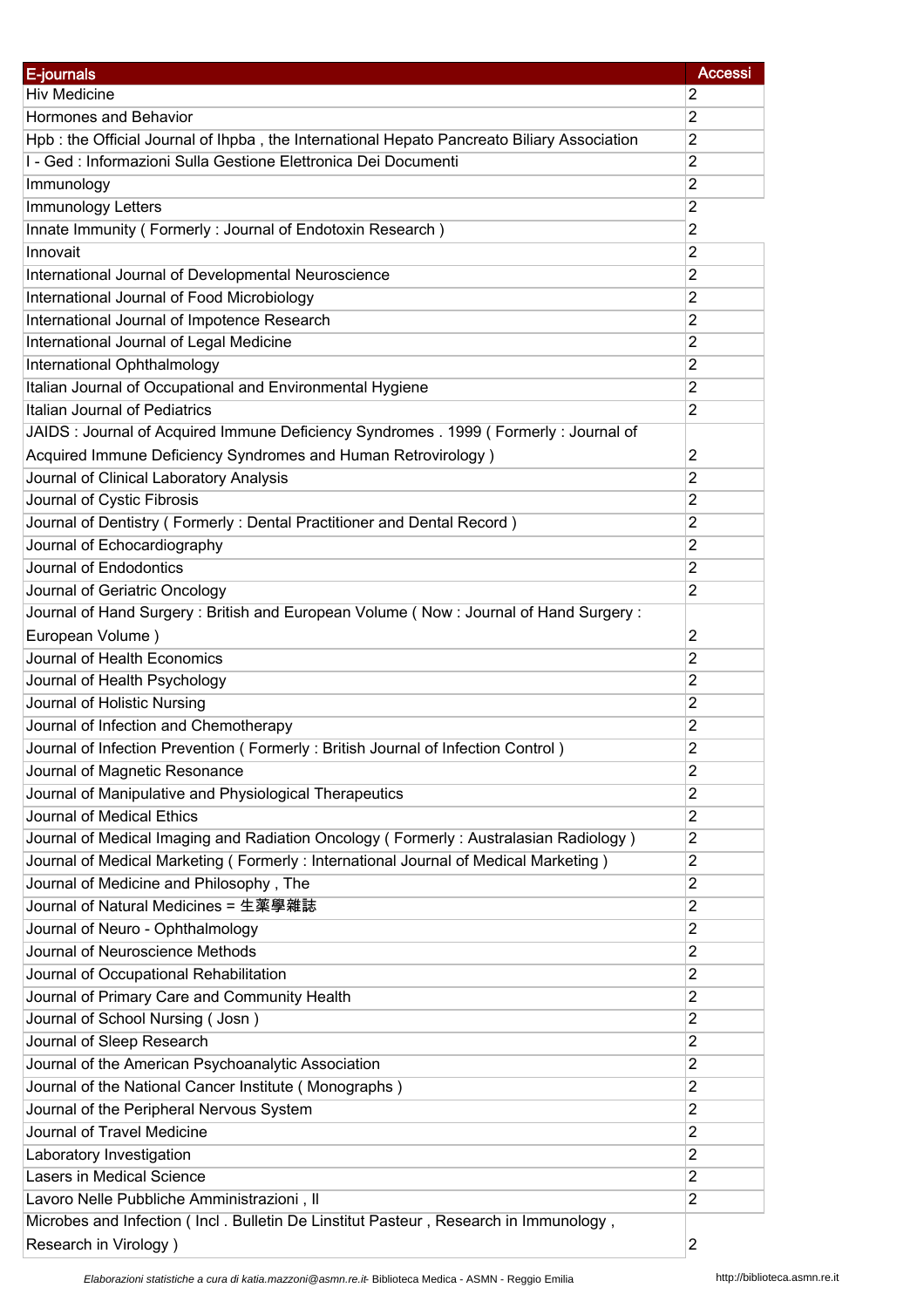| E-journals | Accessi |
|---|---|
| Hiv Medicine | 2 |
| Hormones and Behavior | 2 |
| Hpb : the Official Journal of Ihpba , the International Hepato Pancreato Biliary Association | 2 |
| I - Ged : Informazioni Sulla Gestione Elettronica Dei Documenti | 2 |
| Immunology | 2 |
| Immunology Letters | 2 |
| Innate Immunity ( Formerly : Journal of Endotoxin Research ) | 2 |
| Innovait | 2 |
| International Journal of Developmental Neuroscience | 2 |
| International Journal of Food Microbiology | 2 |
| International Journal of Impotence Research | 2 |
| International Journal of Legal Medicine | 2 |
| International Ophthalmology | 2 |
| Italian Journal of Occupational and Environmental Hygiene | 2 |
| Italian Journal of Pediatrics | 2 |
| JAIDS : Journal of Acquired Immune Deficiency Syndromes . 1999 ( Formerly : Journal of Acquired Immune Deficiency Syndromes and Human Retrovirology ) | 2 |
| Journal of Clinical Laboratory Analysis | 2 |
| Journal of Cystic Fibrosis | 2 |
| Journal of Dentistry ( Formerly : Dental Practitioner and Dental Record ) | 2 |
| Journal of Echocardiography | 2 |
| Journal of Endodontics | 2 |
| Journal of Geriatric Oncology | 2 |
| Journal of Hand Surgery : British and European Volume ( Now : Journal of Hand Surgery : European Volume ) | 2 |
| Journal of Health Economics | 2 |
| Journal of Health Psychology | 2 |
| Journal of Holistic Nursing | 2 |
| Journal of Infection and Chemotherapy | 2 |
| Journal of Infection Prevention ( Formerly : British Journal of Infection Control ) | 2 |
| Journal of Magnetic Resonance | 2 |
| Journal of Manipulative and Physiological Therapeutics | 2 |
| Journal of Medical Ethics | 2 |
| Journal of Medical Imaging and Radiation Oncology ( Formerly : Australasian Radiology ) | 2 |
| Journal of Medical Marketing ( Formerly : International Journal of Medical Marketing ) | 2 |
| Journal of Medicine and Philosophy , The | 2 |
| Journal of Natural Medicines = 生薬學雜誌 | 2 |
| Journal of Neuro - Ophthalmology | 2 |
| Journal of Neuroscience Methods | 2 |
| Journal of Occupational Rehabilitation | 2 |
| Journal of Primary Care and Community Health | 2 |
| Journal of School Nursing ( Josn ) | 2 |
| Journal of Sleep Research | 2 |
| Journal of the American Psychoanalytic Association | 2 |
| Journal of the National Cancer Institute ( Monographs ) | 2 |
| Journal of the Peripheral Nervous System | 2 |
| Journal of Travel Medicine | 2 |
| Laboratory Investigation | 2 |
| Lasers in Medical Science | 2 |
| Lavoro Nelle Pubbliche Amministrazioni , Il | 2 |
| Microbes and Infection ( Incl . Bulletin De Linstitut Pasteur , Research in Immunology , Research in Virology ) | 2 |

*Elaborazioni statistiche a cura di katia.mazzoni@asmn.re.it-* Biblioteca Medica - ASMN - Reggio Emilia http://biblioteca.asmn.re.it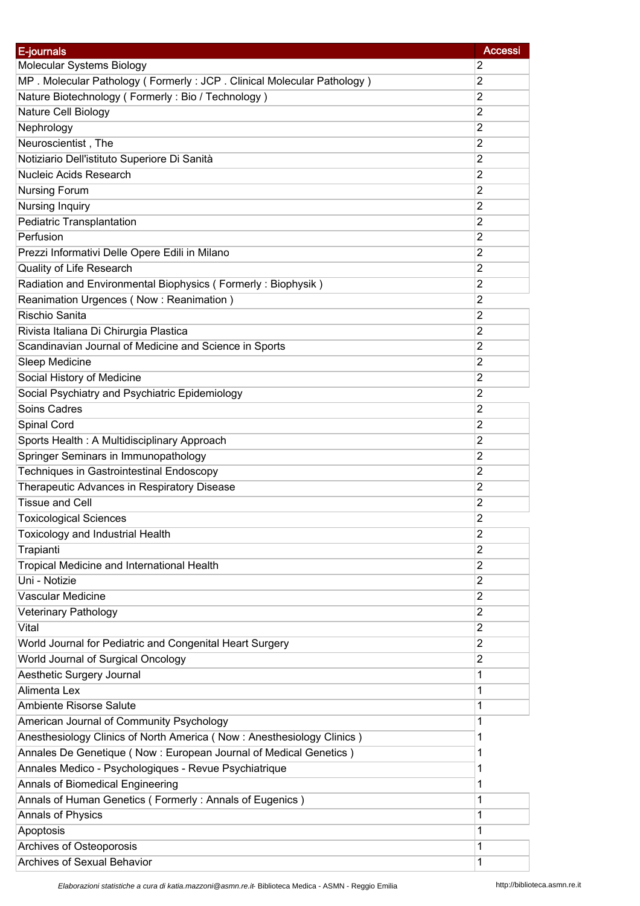| E-journals | Accessi |
| --- | --- |
| Molecular Systems Biology | 2 |
| MP . Molecular Pathology ( Formerly : JCP . Clinical Molecular Pathology ) | 2 |
| Nature Biotechnology ( Formerly : Bio / Technology ) | 2 |
| Nature Cell Biology | 2 |
| Nephrology | 2 |
| Neuroscientist , The | 2 |
| Notiziario Dell'istituto Superiore Di Sanità | 2 |
| Nucleic Acids Research | 2 |
| Nursing Forum | 2 |
| Nursing Inquiry | 2 |
| Pediatric Transplantation | 2 |
| Perfusion | 2 |
| Prezzi Informativi Delle Opere Edili in Milano | 2 |
| Quality of Life Research | 2 |
| Radiation and Environmental Biophysics ( Formerly : Biophysik ) | 2 |
| Reanimation Urgences ( Now : Reanimation ) | 2 |
| Rischio Sanita | 2 |
| Rivista Italiana Di Chirurgia Plastica | 2 |
| Scandinavian Journal of Medicine and Science in Sports | 2 |
| Sleep Medicine | 2 |
| Social History of Medicine | 2 |
| Social Psychiatry and Psychiatric Epidemiology | 2 |
| Soins Cadres | 2 |
| Spinal Cord | 2 |
| Sports Health : A Multidisciplinary Approach | 2 |
| Springer Seminars in Immunopathology | 2 |
| Techniques in Gastrointestinal Endoscopy | 2 |
| Therapeutic Advances in Respiratory Disease | 2 |
| Tissue and Cell | 2 |
| Toxicological Sciences | 2 |
| Toxicology and Industrial Health | 2 |
| Trapianti | 2 |
| Tropical Medicine and International Health | 2 |
| Uni - Notizie | 2 |
| Vascular Medicine | 2 |
| Veterinary Pathology | 2 |
| Vital | 2 |
| World Journal for Pediatric and Congenital Heart Surgery | 2 |
| World Journal of Surgical Oncology | 2 |
| Aesthetic Surgery Journal | 1 |
| Alimenta Lex | 1 |
| Ambiente Risorse Salute | 1 |
| American Journal of Community Psychology | 1 |
| Anesthesiology Clinics of North America ( Now : Anesthesiology Clinics ) | 1 |
| Annales De Genetique ( Now : European Journal of Medical Genetics ) | 1 |
| Annales Medico - Psychologiques - Revue Psychiatrique | 1 |
| Annals of Biomedical Engineering | 1 |
| Annals of Human Genetics ( Formerly : Annals of Eugenics ) | 1 |
| Annals of Physics | 1 |
| Apoptosis | 1 |
| Archives of Osteoporosis | 1 |
| Archives of Sexual Behavior | 1 |

*Elaborazioni statistiche a cura di katia.mazzoni@asmn.re.it*- Biblioteca Medica - ASMN - Reggio Emilia http://biblioteca.asmn.re.it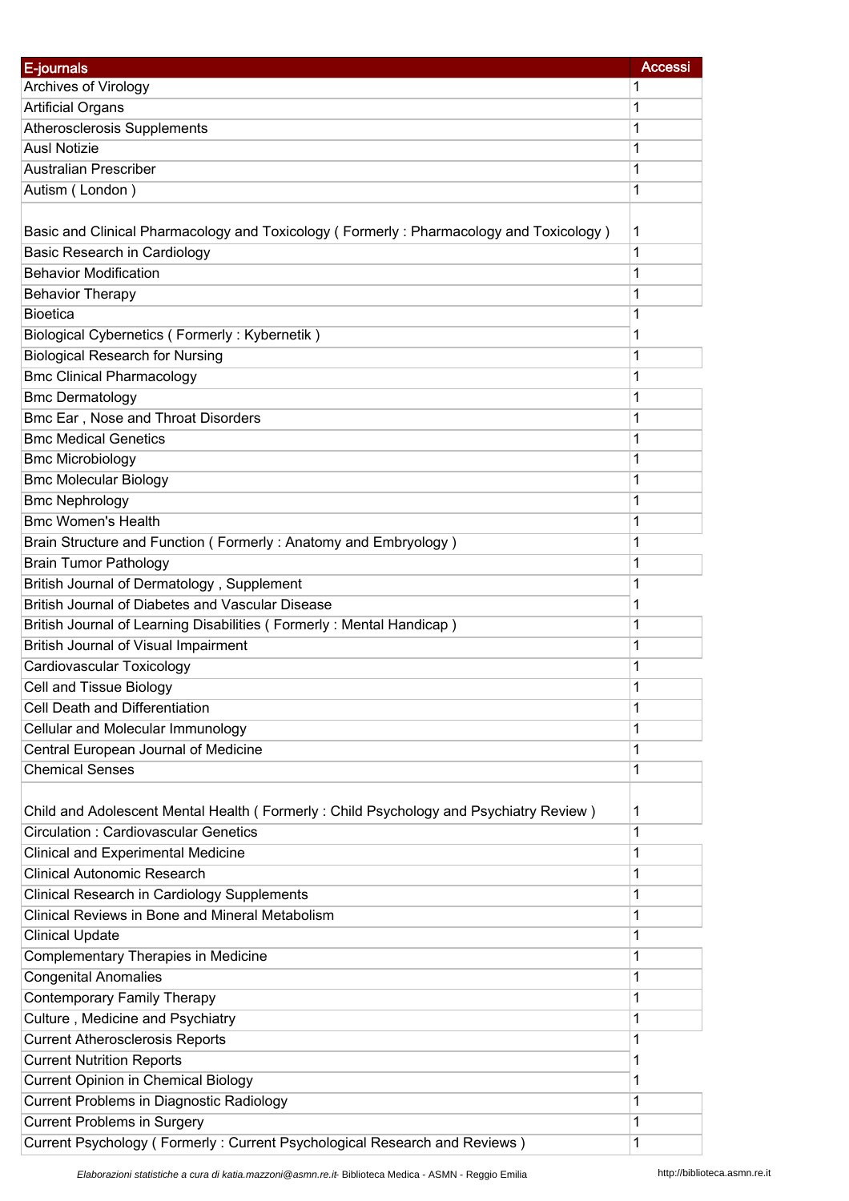| E-journals | Accessi |
| --- | --- |
| Archives of Virology | 1 |
| Artificial Organs | 1 |
| Atherosclerosis Supplements | 1 |
| Ausl Notizie | 1 |
| Australian Prescriber | 1 |
| Autism ( London ) | 1 |
| Basic and Clinical Pharmacology and Toxicology ( Formerly : Pharmacology and Toxicology ) | 1 |
| Basic Research in Cardiology | 1 |
| Behavior Modification | 1 |
| Behavior Therapy | 1 |
| Bioetica | 1 |
| Biological Cybernetics ( Formerly : Kybernetik ) | 1 |
| Biological Research for Nursing | 1 |
| Bmc Clinical Pharmacology | 1 |
| Bmc Dermatology | 1 |
| Bmc Ear , Nose and Throat Disorders | 1 |
| Bmc Medical Genetics | 1 |
| Bmc Microbiology | 1 |
| Bmc Molecular Biology | 1 |
| Bmc Nephrology | 1 |
| Bmc Women's Health | 1 |
| Brain Structure and Function ( Formerly : Anatomy and Embryology ) | 1 |
| Brain Tumor Pathology | 1 |
| British Journal of Dermatology , Supplement | 1 |
| British Journal of Diabetes and Vascular Disease | 1 |
| British Journal of Learning Disabilities ( Formerly : Mental Handicap ) | 1 |
| British Journal of Visual Impairment | 1 |
| Cardiovascular Toxicology | 1 |
| Cell and Tissue Biology | 1 |
| Cell Death and Differentiation | 1 |
| Cellular and Molecular Immunology | 1 |
| Central European Journal of Medicine | 1 |
| Chemical Senses | 1 |
| Child and Adolescent Mental Health ( Formerly : Child Psychology and Psychiatry Review ) | 1 |
| Circulation : Cardiovascular Genetics | 1 |
| Clinical and Experimental Medicine | 1 |
| Clinical Autonomic Research | 1 |
| Clinical Research in Cardiology Supplements | 1 |
| Clinical Reviews in Bone and Mineral Metabolism | 1 |
| Clinical Update | 1 |
| Complementary Therapies in Medicine | 1 |
| Congenital Anomalies | 1 |
| Contemporary Family Therapy | 1 |
| Culture , Medicine and Psychiatry | 1 |
| Current Atherosclerosis Reports | 1 |
| Current Nutrition Reports | 1 |
| Current Opinion in Chemical Biology | 1 |
| Current Problems in Diagnostic Radiology | 1 |
| Current Problems in Surgery | 1 |
| Current Psychology ( Formerly : Current Psychological Research and Reviews ) | 1 |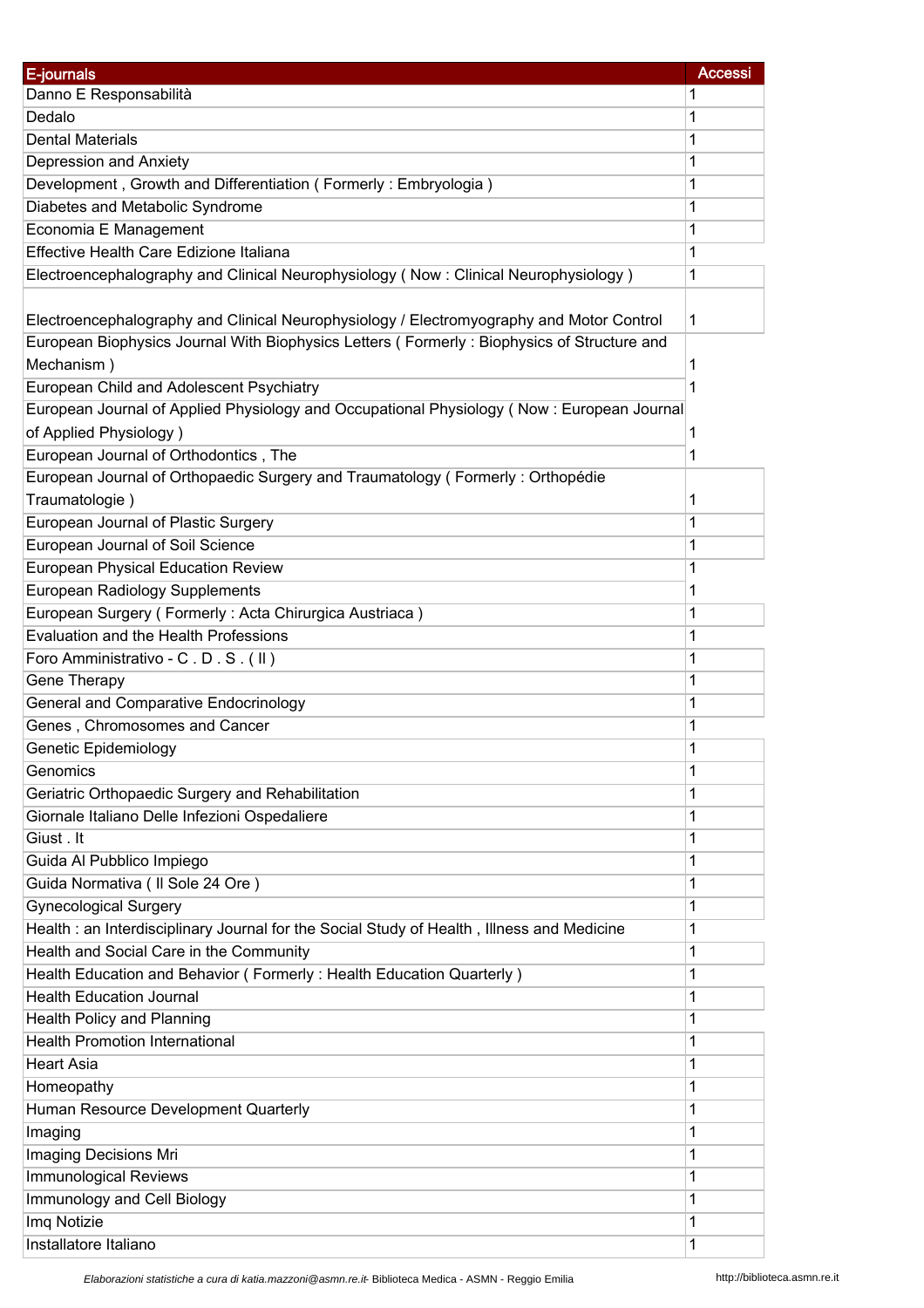| E-journals | Accessi |
| --- | --- |
| Danno E Responsabilità | 1 |
| Dedalo | 1 |
| Dental Materials | 1 |
| Depression and Anxiety | 1 |
| Development , Growth and Differentiation ( Formerly : Embryologia ) | 1 |
| Diabetes and Metabolic Syndrome | 1 |
| Economia E Management | 1 |
| Effective Health Care Edizione Italiana | 1 |
| Electroencephalography and Clinical Neurophysiology ( Now : Clinical Neurophysiology ) | 1 |
| Electroencephalography and Clinical Neurophysiology / Electromyography and Motor Control | 1 |
| European Biophysics Journal With Biophysics Letters ( Formerly : Biophysics of Structure and Mechanism ) | 1 |
| European Child and Adolescent Psychiatry | 1 |
| European Journal of Applied Physiology and Occupational Physiology ( Now : European Journal of Applied Physiology ) | 1 |
| European Journal of Orthodontics , The | 1 |
| European Journal of Orthopaedic Surgery and Traumatology ( Formerly : Orthopédie Traumatologie ) | 1 |
| European Journal of Plastic Surgery | 1 |
| European Journal of Soil Science | 1 |
| European Physical Education Review | 1 |
| European Radiology Supplements | 1 |
| European Surgery ( Formerly : Acta Chirurgica Austriaca ) | 1 |
| Evaluation and the Health Professions | 1 |
| Foro Amministrativo - C . D . S . ( Il ) | 1 |
| Gene Therapy | 1 |
| General and Comparative Endocrinology | 1 |
| Genes , Chromosomes and Cancer | 1 |
| Genetic Epidemiology | 1 |
| Genomics | 1 |
| Geriatric Orthopaedic Surgery and Rehabilitation | 1 |
| Giornale Italiano Delle Infezioni Ospedaliere | 1 |
| Giust . It | 1 |
| Guida Al Pubblico Impiego | 1 |
| Guida Normativa ( Il Sole 24 Ore ) | 1 |
| Gynecological Surgery | 1 |
| Health : an Interdisciplinary Journal for the Social Study of Health , Illness and Medicine | 1 |
| Health and Social Care in the Community | 1 |
| Health Education and Behavior ( Formerly : Health Education Quarterly ) | 1 |
| Health Education Journal | 1 |
| Health Policy and Planning | 1 |
| Health Promotion International | 1 |
| Heart Asia | 1 |
| Homeopathy | 1 |
| Human Resource Development Quarterly | 1 |
| Imaging | 1 |
| Imaging Decisions Mri | 1 |
| Immunological Reviews | 1 |
| Immunology and Cell Biology | 1 |
| Imq Notizie | 1 |
| Installatore Italiano | 1 |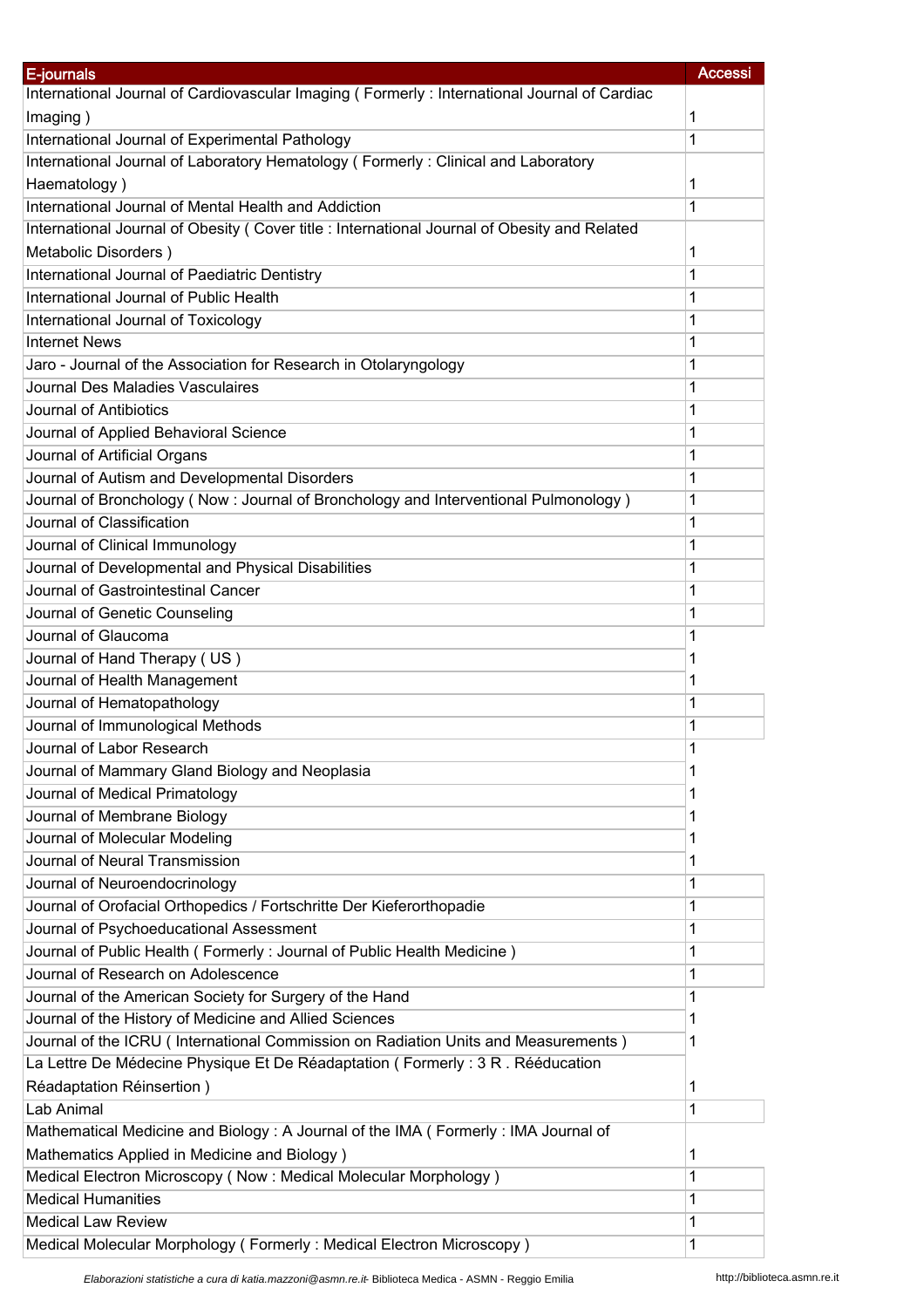| E-journals | Accessi |
|---|---|
| International Journal of Cardiovascular Imaging ( Formerly : International Journal of Cardiac Imaging ) | 1 |
| International Journal of Experimental Pathology | 1 |
| International Journal of Laboratory Hematology ( Formerly : Clinical and Laboratory Haematology ) | 1 |
| International Journal of Mental Health and Addiction | 1 |
| International Journal of Obesity ( Cover title : International Journal of Obesity and Related Metabolic Disorders ) | 1 |
| International Journal of Paediatric Dentistry | 1 |
| International Journal of Public Health | 1 |
| International Journal of Toxicology | 1 |
| Internet News | 1 |
| Jaro - Journal of the Association for Research in Otolaryngology | 1 |
| Journal Des Maladies Vasculaires | 1 |
| Journal of Antibiotics | 1 |
| Journal of Applied Behavioral Science | 1 |
| Journal of Artificial Organs | 1 |
| Journal of Autism and Developmental Disorders | 1 |
| Journal of Bronchology ( Now : Journal of Bronchology and Interventional Pulmonology ) | 1 |
| Journal of Classification | 1 |
| Journal of Clinical Immunology | 1 |
| Journal of Developmental and Physical Disabilities | 1 |
| Journal of Gastrointestinal Cancer | 1 |
| Journal of Genetic Counseling | 1 |
| Journal of Glaucoma | 1 |
| Journal of Hand Therapy ( US ) | 1 |
| Journal of Health Management | 1 |
| Journal of Hematopathology | 1 |
| Journal of Immunological Methods | 1 |
| Journal of Labor Research | 1 |
| Journal of Mammary Gland Biology and Neoplasia | 1 |
| Journal of Medical Primatology | 1 |
| Journal of Membrane Biology | 1 |
| Journal of Molecular Modeling | 1 |
| Journal of Neural Transmission | 1 |
| Journal of Neuroendocrinology | 1 |
| Journal of Orofacial Orthopedics / Fortschritte Der Kieferorthopadie | 1 |
| Journal of Psychoeducational Assessment | 1 |
| Journal of Public Health ( Formerly : Journal of Public Health Medicine ) | 1 |
| Journal of Research on Adolescence | 1 |
| Journal of the American Society for Surgery of the Hand | 1 |
| Journal of the History of Medicine and Allied Sciences | 1 |
| Journal of the ICRU ( International Commission on Radiation Units and Measurements ) | 1 |
| La Lettre De Médecine Physique Et De Réadaptation ( Formerly : 3 R . Rééducation Réadaptation Réinsertion ) | 1 |
| Lab Animal | 1 |
| Mathematical Medicine and Biology : A Journal of the IMA ( Formerly : IMA Journal of Mathematics Applied in Medicine and Biology ) | 1 |
| Medical Electron Microscopy ( Now : Medical Molecular Morphology ) | 1 |
| Medical Humanities | 1 |
| Medical Law Review | 1 |
| Medical Molecular Morphology ( Formerly : Medical Electron Microscopy ) | 1 |

*Elaborazioni statistiche a cura di katia.mazzoni@asmn.re.it*- Biblioteca Medica - ASMN - Reggio Emilia http://biblioteca.asmn.re.it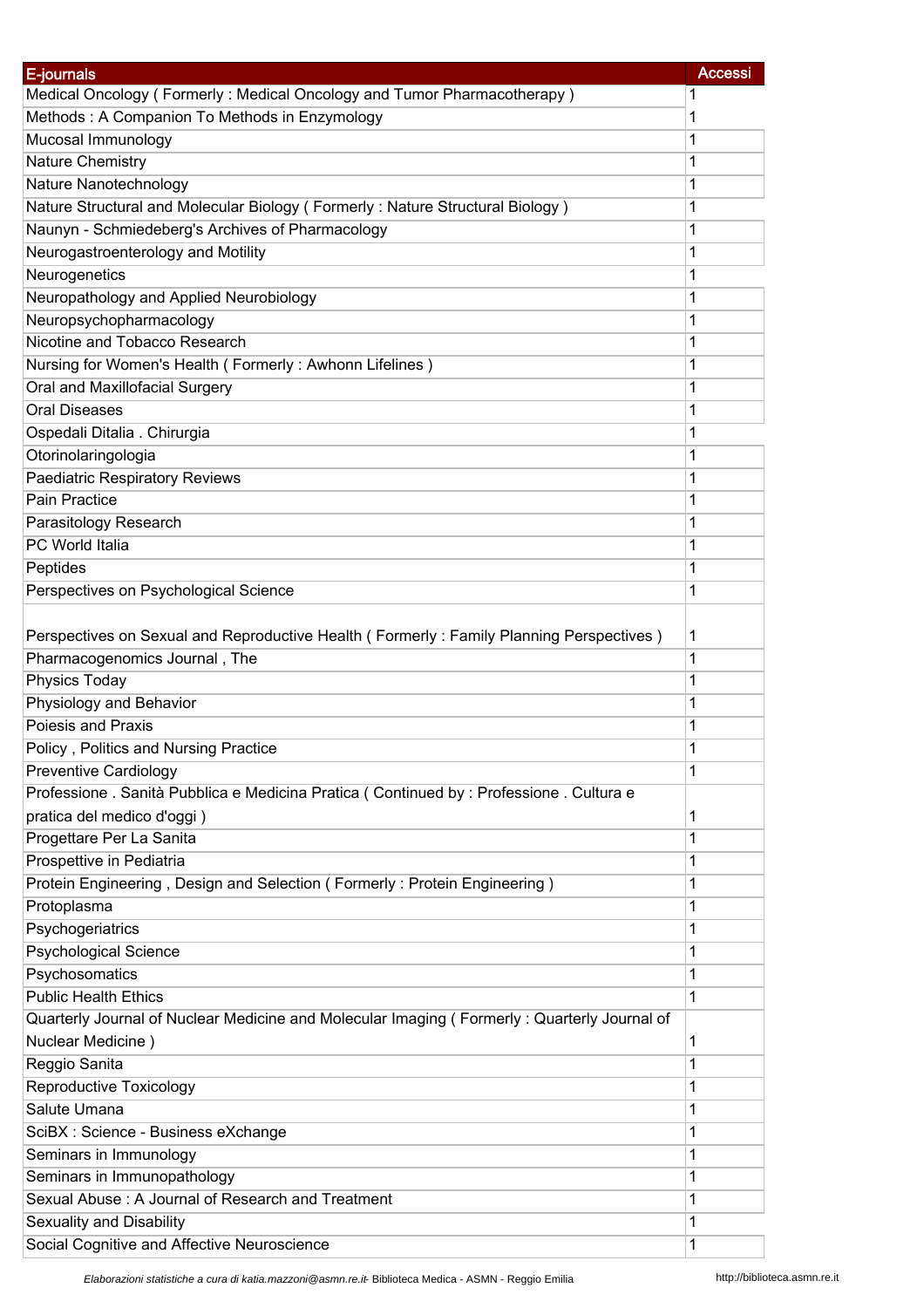| E-journals | Accessi |
|---|---|
| Medical Oncology ( Formerly : Medical Oncology and Tumor Pharmacotherapy ) | 1 |
| Methods : A Companion To Methods in Enzymology | 1 |
| Mucosal Immunology | 1 |
| Nature Chemistry | 1 |
| Nature Nanotechnology | 1 |
| Nature Structural and Molecular Biology ( Formerly : Nature Structural Biology ) | 1 |
| Naunyn - Schmiedeberg's Archives of Pharmacology | 1 |
| Neurogastroenterology and Motility | 1 |
| Neurogenetics | 1 |
| Neuropathology and Applied Neurobiology | 1 |
| Neuropsychopharmacology | 1 |
| Nicotine and Tobacco Research | 1 |
| Nursing for Women's Health ( Formerly : Awhonn Lifelines ) | 1 |
| Oral and Maxillofacial Surgery | 1 |
| Oral Diseases | 1 |
| Ospedali Ditalia . Chirurgia | 1 |
| Otorinolaringologia | 1 |
| Paediatric Respiratory Reviews | 1 |
| Pain Practice | 1 |
| Parasitology Research | 1 |
| PC World Italia | 1 |
| Peptides | 1 |
| Perspectives on Psychological Science | 1 |
| Perspectives on Sexual and Reproductive Health ( Formerly : Family Planning Perspectives ) | 1 |
| Pharmacogenomics Journal , The | 1 |
| Physics Today | 1 |
| Physiology and Behavior | 1 |
| Poiesis and Praxis | 1 |
| Policy , Politics and Nursing Practice | 1 |
| Preventive Cardiology | 1 |
| Professione . Sanità Pubblica e Medicina Pratica ( Continued by : Professione . Cultura e pratica del medico d'oggi ) | 1 |
| Progettare Per La Sanita | 1 |
| Prospettive in Pediatria | 1 |
| Protein Engineering , Design and Selection ( Formerly : Protein Engineering ) | 1 |
| Protoplasma | 1 |
| Psychogeriatrics | 1 |
| Psychological Science | 1 |
| Psychosomatics | 1 |
| Public Health Ethics | 1 |
| Quarterly Journal of Nuclear Medicine and Molecular Imaging ( Formerly : Quarterly Journal of Nuclear Medicine ) | 1 |
| Reggio Sanita | 1 |
| Reproductive Toxicology | 1 |
| Salute Umana | 1 |
| SciBX : Science - Business eXchange | 1 |
| Seminars in Immunology | 1 |
| Seminars in Immunopathology | 1 |
| Sexual Abuse : A Journal of Research and Treatment | 1 |
| Sexuality and Disability | 1 |
| Social Cognitive and Affective Neuroscience | 1 |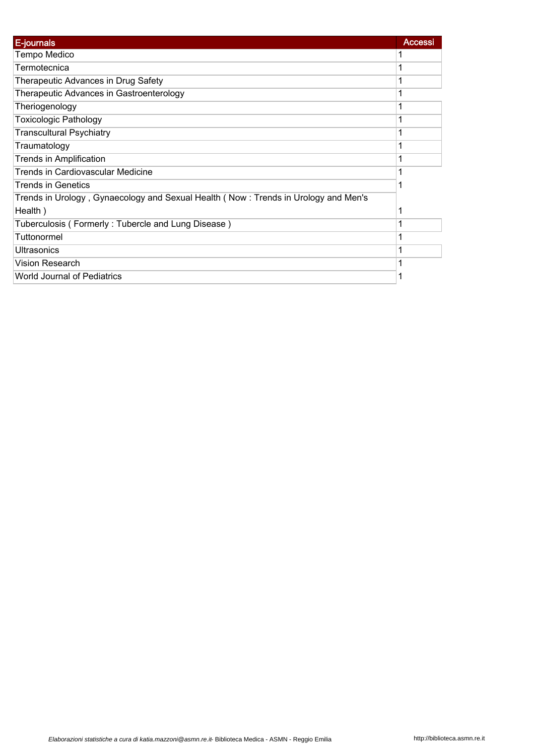| E-journals | Accessi |
|---|---|
| Tempo Medico | 1 |
| Termotecnica | 1 |
| Therapeutic Advances in Drug Safety | 1 |
| Therapeutic Advances in Gastroenterology | 1 |
| Theriogenology | 1 |
| Toxicologic Pathology | 1 |
| Transcultural Psychiatry | 1 |
| Traumatology | 1 |
| Trends in Amplification | 1 |
| Trends in Cardiovascular Medicine | 1 |
| Trends in Genetics | 1 |
| Trends in Urology , Gynaecology and Sexual Health ( Now : Trends in Urology and Men's Health ) | 1 |
| Tuberculosis ( Formerly : Tubercle and Lung Disease ) | 1 |
| Tuttonormel | 1 |
| Ultrasonics | 1 |
| Vision Research | 1 |
| World Journal of Pediatrics | 1 |